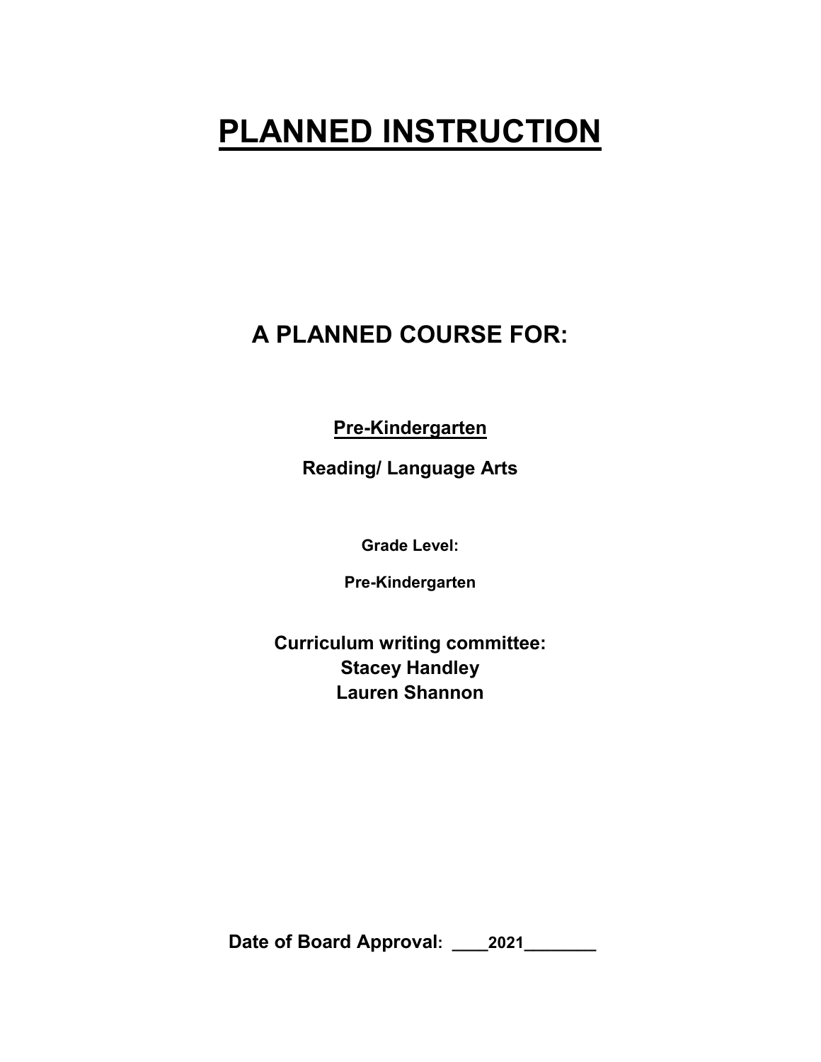# PLANNED INSTRUCTION

## A PLANNED COURSE FOR:

**Pre-Kindergarten**

**Reading/ Language Arts**

**Grade Level:**

**Pre-Kindergarten**

**Curriculum writing committee:**
**Stacey Handley**
**Lauren Shannon**

**Date of Board Approval: ____2021________**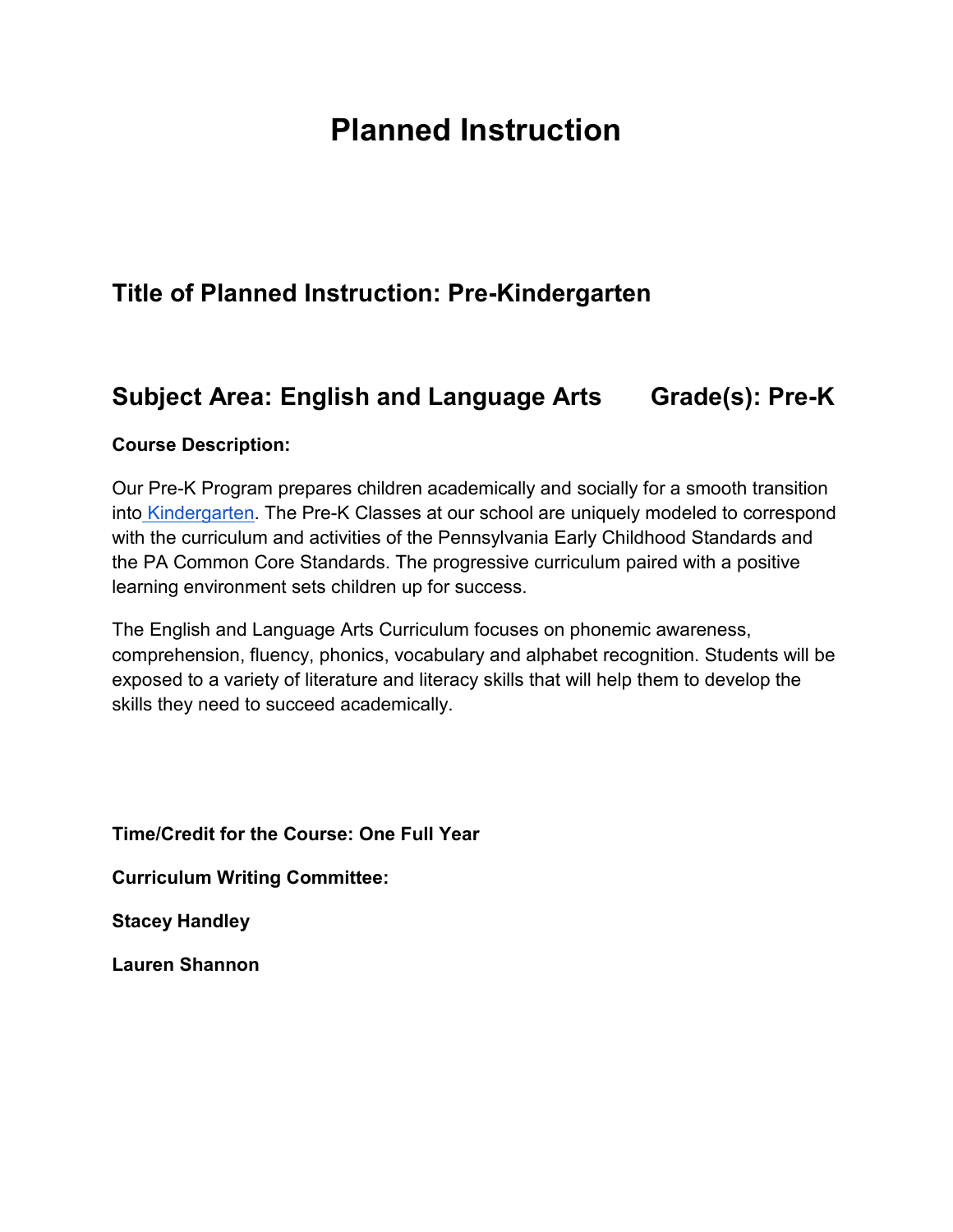# Planned Instruction

## Title of Planned Instruction: Pre-Kindergarten

## Subject Area: English and Language Arts Grade(s): Pre-K

**Course Description:**

Our Pre-K Program prepares children academically and socially for a smooth transition into Kindergarten. The Pre-K Classes at our school are uniquely modeled to correspond with the curriculum and activities of the Pennsylvania Early Childhood Standards and the PA Common Core Standards. The progressive curriculum paired with a positive learning environment sets children up for success.

The English and Language Arts Curriculum focuses on phonemic awareness, comprehension, fluency, phonics, vocabulary and alphabet recognition. Students will be exposed to a variety of literature and literacy skills that will help them to develop the skills they need to succeed academically.

**Time/Credit for the Course: One Full Year**

**Curriculum Writing Committee:**

**Stacey Handley**

**Lauren Shannon**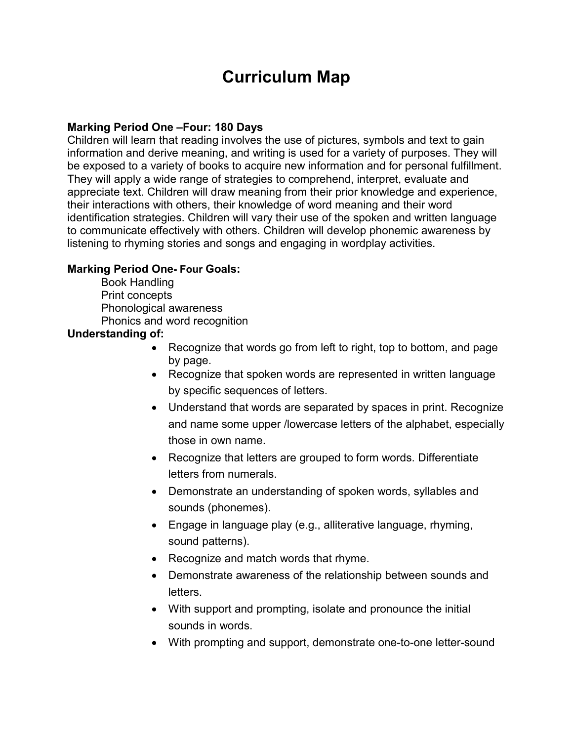# Curriculum Map

**Marking Period One –Four: 180 Days**

Children will learn that reading involves the use of pictures, symbols and text to gain information and derive meaning, and writing is used for a variety of purposes. They will be exposed to a variety of books to acquire new information and for personal fulfillment. They will apply a wide range of strategies to comprehend, interpret, evaluate and appreciate text. Children will draw meaning from their prior knowledge and experience, their interactions with others, their knowledge of word meaning and their word identification strategies. Children will vary their use of the spoken and written language to communicate effectively with others. Children will develop phonemic awareness by listening to rhyming stories and songs and engaging in wordplay activities.

**Marking Period One- Four Goals:**

Book Handling
Print concepts
Phonological awareness
Phonics and word recognition

**Understanding of:**

- Recognize that words go from left to right, top to bottom, and page by page.
- Recognize that spoken words are represented in written language by specific sequences of letters.
- Understand that words are separated by spaces in print. Recognize and name some upper /lowercase letters of the alphabet, especially those in own name.
- Recognize that letters are grouped to form words. Differentiate letters from numerals.
- Demonstrate an understanding of spoken words, syllables and sounds (phonemes).
- Engage in language play (e.g., alliterative language, rhyming, sound patterns).
- Recognize and match words that rhyme.
- Demonstrate awareness of the relationship between sounds and letters.
- With support and prompting, isolate and pronounce the initial sounds in words.
- With prompting and support, demonstrate one-to-one letter-sound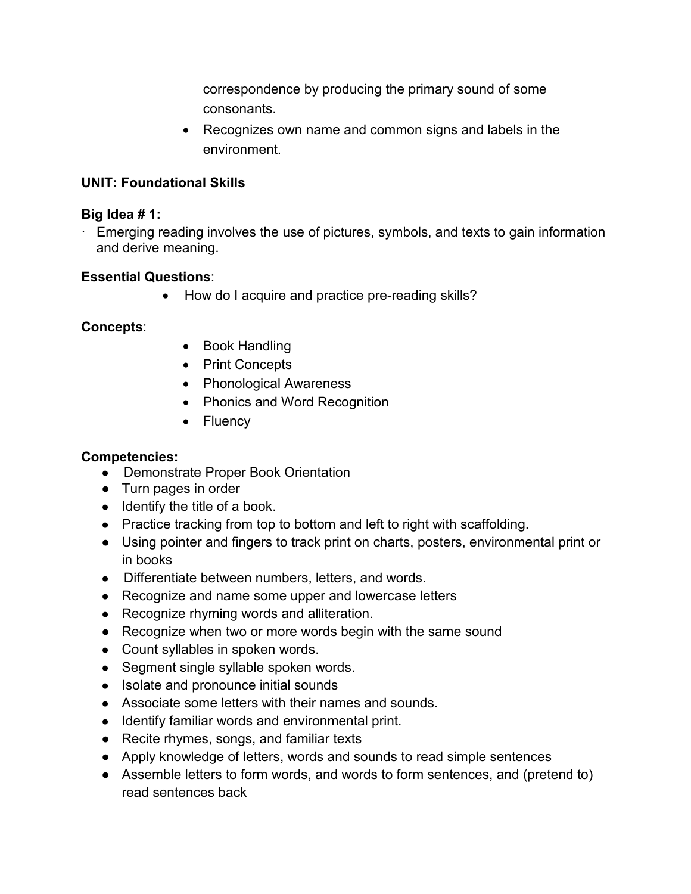correspondence by producing the primary sound of some consonants.

- Recognizes own name and common signs and labels in the environment.

**UNIT: Foundational Skills**

**Big Idea # 1:**

· Emerging reading involves the use of pictures, symbols, and texts to gain information and derive meaning.

**Essential Questions**:

- How do I acquire and practice pre-reading skills?

**Concepts**:

- Book Handling
- Print Concepts
- Phonological Awareness
- Phonics and Word Recognition
- Fluency

**Competencies:**

- Demonstrate Proper Book Orientation
- Turn pages in order
- Identify the title of a book.
- Practice tracking from top to bottom and left to right with scaffolding.
- Using pointer and fingers to track print on charts, posters, environmental print or in books
- Differentiate between numbers, letters, and words.
- Recognize and name some upper and lowercase letters
- Recognize rhyming words and alliteration.
- Recognize when two or more words begin with the same sound
- Count syllables in spoken words.
- Segment single syllable spoken words.
- Isolate and pronounce initial sounds
- Associate some letters with their names and sounds.
- Identify familiar words and environmental print.
- Recite rhymes, songs, and familiar texts
- Apply knowledge of letters, words and sounds to read simple sentences
- Assemble letters to form words, and words to form sentences, and (pretend to) read sentences back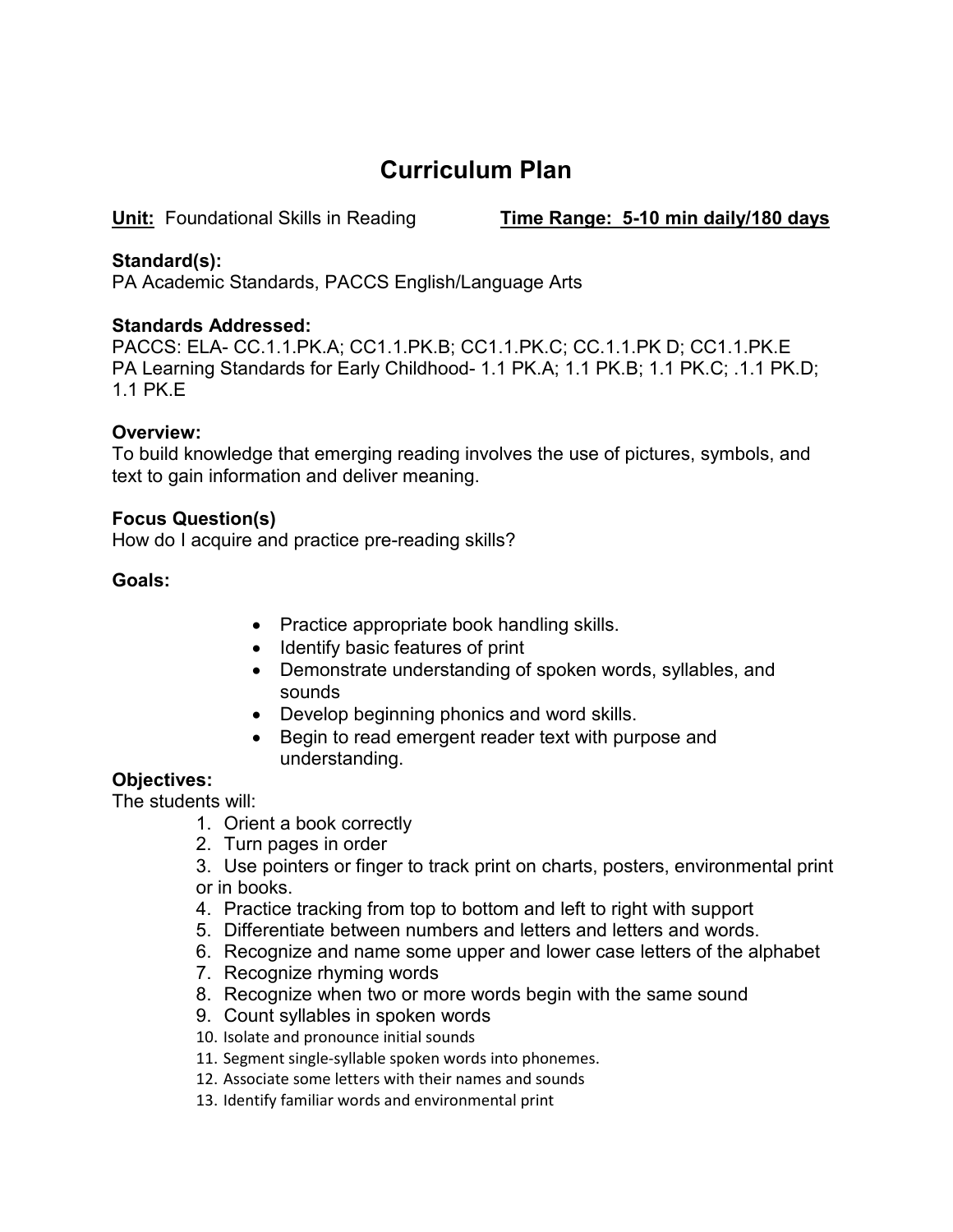# Curriculum Plan

**Unit:** Foundational Skills in Reading **Time Range: 5-10 min daily/180 days**

**Standard(s):**
PA Academic Standards, PACCS English/Language Arts

**Standards Addressed:**
PACCS: ELA- CC.1.1.PK.A; CC1.1.PK.B; CC1.1.PK.C; CC.1.1.PK D; CC1.1.PK.E
PA Learning Standards for Early Childhood- 1.1 PK.A; 1.1 PK.B; 1.1 PK.C; .1.1 PK.D; 1.1 PK.E

**Overview:**
To build knowledge that emerging reading involves the use of pictures, symbols, and text to gain information and deliver meaning.

**Focus Question(s)**
How do I acquire and practice pre-reading skills?

**Goals:**

- Practice appropriate book handling skills.
- Identify basic features of print
- Demonstrate understanding of spoken words, syllables, and sounds
- Develop beginning phonics and word skills.
- Begin to read emergent reader text with purpose and understanding.

**Objectives:**
The students will:

1. Orient a book correctly
2. Turn pages in order
3. Use pointers or finger to track print on charts, posters, environmental print or in books.
4. Practice tracking from top to bottom and left to right with support
5. Differentiate between numbers and letters and letters and words.
6. Recognize and name some upper and lower case letters of the alphabet
7. Recognize rhyming words
8. Recognize when two or more words begin with the same sound
9. Count syllables in spoken words
10. Isolate and pronounce initial sounds
11. Segment single-syllable spoken words into phonemes.
12. Associate some letters with their names and sounds
13. Identify familiar words and environmental print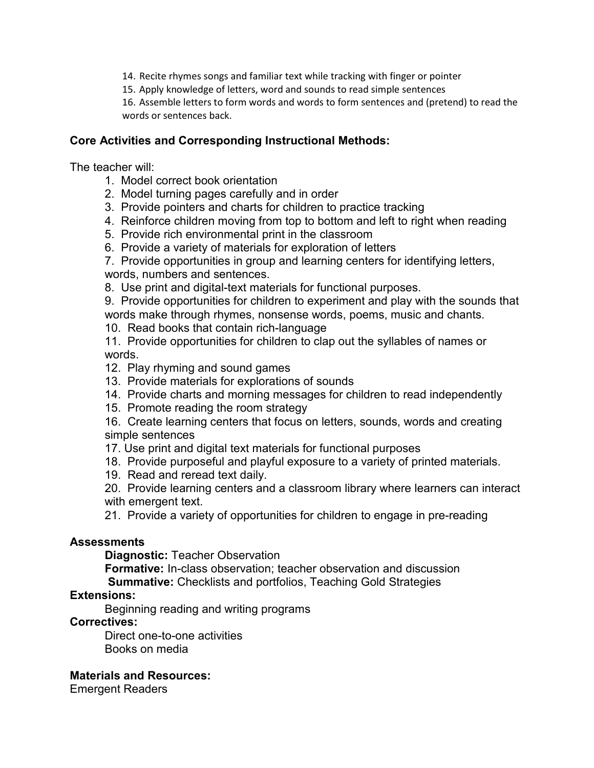14. Recite rhymes songs and familiar text while tracking with finger or pointer
15. Apply knowledge of letters, word and sounds to read simple sentences
16. Assemble letters to form words and words to form sentences and (pretend) to read the words or sentences back.

**Core Activities and Corresponding Instructional Methods:**

The teacher will:

1. Model correct book orientation
2. Model turning pages carefully and in order
3. Provide pointers and charts for children to practice tracking
4. Reinforce children moving from top to bottom and left to right when reading
5. Provide rich environmental print in the classroom
6. Provide a variety of materials for exploration of letters
7. Provide opportunities in group and learning centers for identifying letters, words, numbers and sentences.
8. Use print and digital-text materials for functional purposes.
9. Provide opportunities for children to experiment and play with the sounds that words make through rhymes, nonsense words, poems, music and chants.
10. Read books that contain rich-language
11. Provide opportunities for children to clap out the syllables of names or words.
12. Play rhyming and sound games
13. Provide materials for explorations of sounds
14. Provide charts and morning messages for children to read independently
15. Promote reading the room strategy
16. Create learning centers that focus on letters, sounds, words and creating simple sentences
17. Use print and digital text materials for functional purposes
18. Provide purposeful and playful exposure to a variety of printed materials.
19. Read and reread text daily.
20. Provide learning centers and a classroom library where learners can interact with emergent text.
21. Provide a variety of opportunities for children to engage in pre-reading

**Assessments**

**Diagnostic:** Teacher Observation
**Formative:** In-class observation; teacher observation and discussion
**Summative:** Checklists and portfolios, Teaching Gold Strategies

**Extensions:**

Beginning reading and writing programs

**Correctives:**

Direct one-to-one activities
Books on media

**Materials and Resources:**

Emergent Readers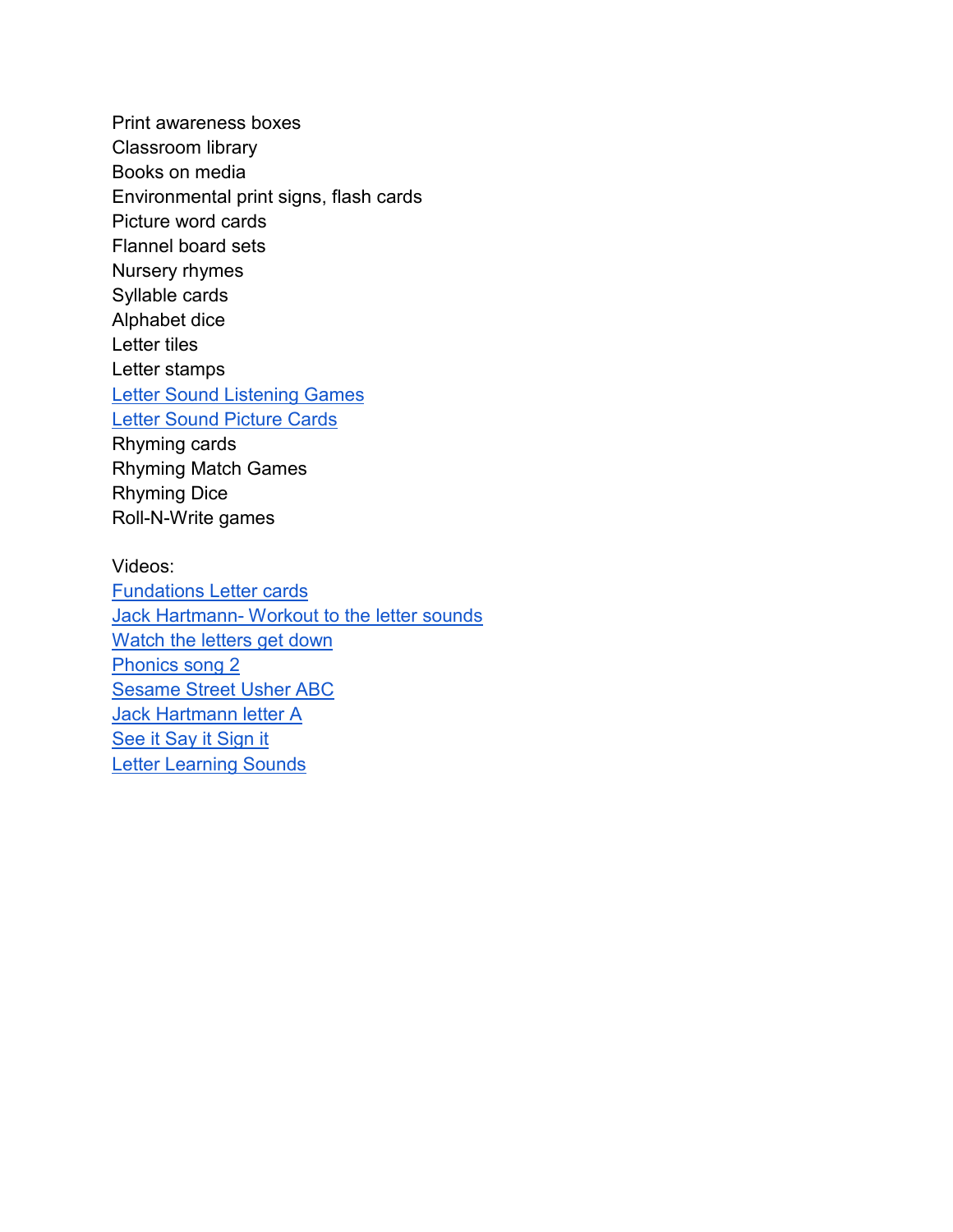Print awareness boxes
Classroom library
Books on media
Environmental print signs, flash cards
Picture word cards
Flannel board sets
Nursery rhymes
Syllable cards
Alphabet dice
Letter tiles
Letter stamps
Letter Sound Listening Games
Letter Sound Picture Cards
Rhyming cards
Rhyming Match Games
Rhyming Dice
Roll-N-Write games

Videos:
Fundations Letter cards
Jack Hartmann- Workout to the letter sounds
Watch the letters get down
Phonics song 2
Sesame Street Usher ABC
Jack Hartmann letter A
See it Say it Sign it
Letter Learning Sounds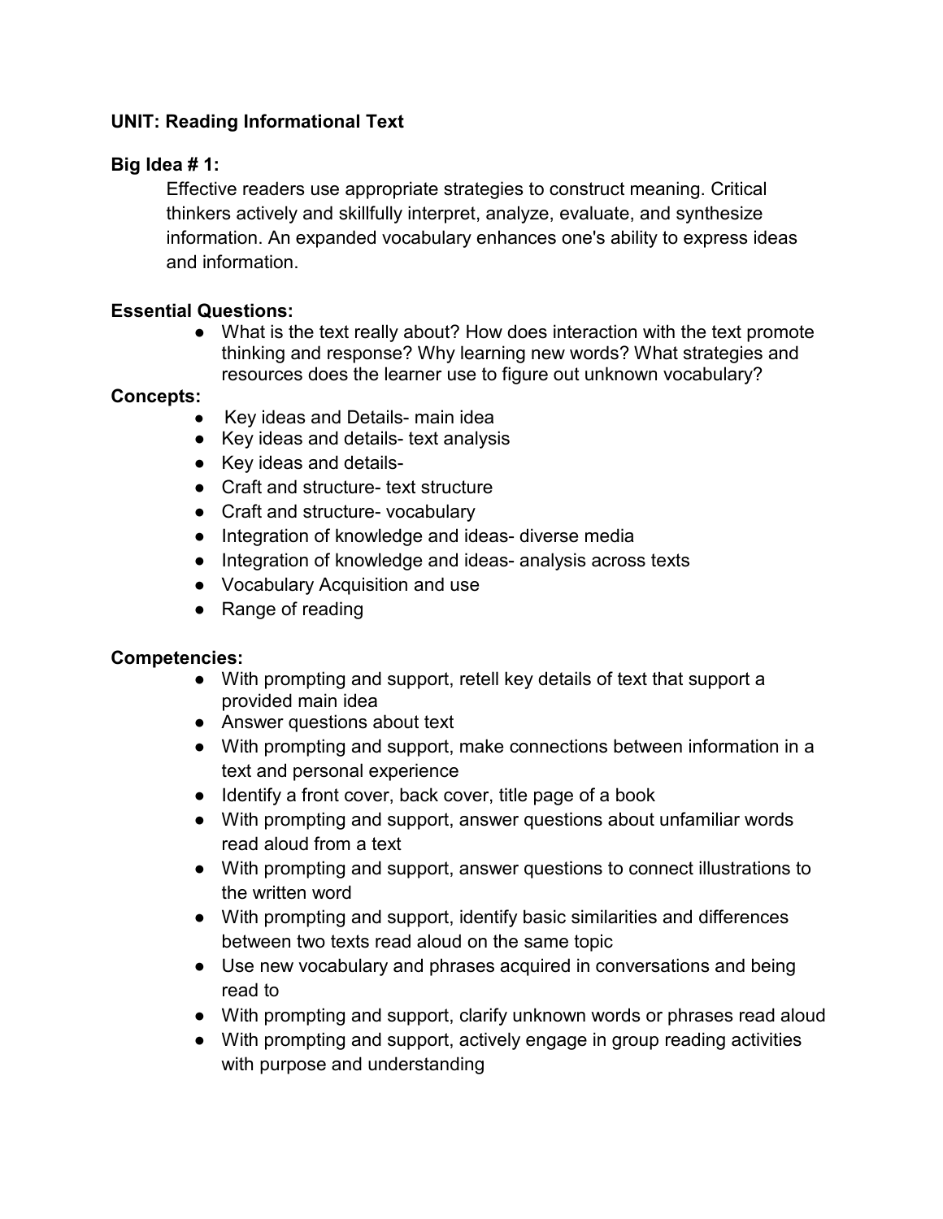**UNIT: Reading Informational Text**

**Big Idea # 1:**

Effective readers use appropriate strategies to construct meaning. Critical thinkers actively and skillfully interpret, analyze, evaluate, and synthesize information. An expanded vocabulary enhances one's ability to express ideas and information.

**Essential Questions:**

- What is the text really about? How does interaction with the text promote thinking and response? Why learning new words? What strategies and resources does the learner use to figure out unknown vocabulary?

**Concepts:**

- Key ideas and Details- main idea
- Key ideas and details- text analysis
- Key ideas and details-
- Craft and structure- text structure
- Craft and structure- vocabulary
- Integration of knowledge and ideas- diverse media
- Integration of knowledge and ideas- analysis across texts
- Vocabulary Acquisition and use
- Range of reading

**Competencies:**

- With prompting and support, retell key details of text that support a provided main idea
- Answer questions about text
- With prompting and support, make connections between information in a text and personal experience
- Identify a front cover, back cover, title page of a book
- With prompting and support, answer questions about unfamiliar words read aloud from a text
- With prompting and support, answer questions to connect illustrations to the written word
- With prompting and support, identify basic similarities and differences between two texts read aloud on the same topic
- Use new vocabulary and phrases acquired in conversations and being read to
- With prompting and support, clarify unknown words or phrases read aloud
- With prompting and support, actively engage in group reading activities with purpose and understanding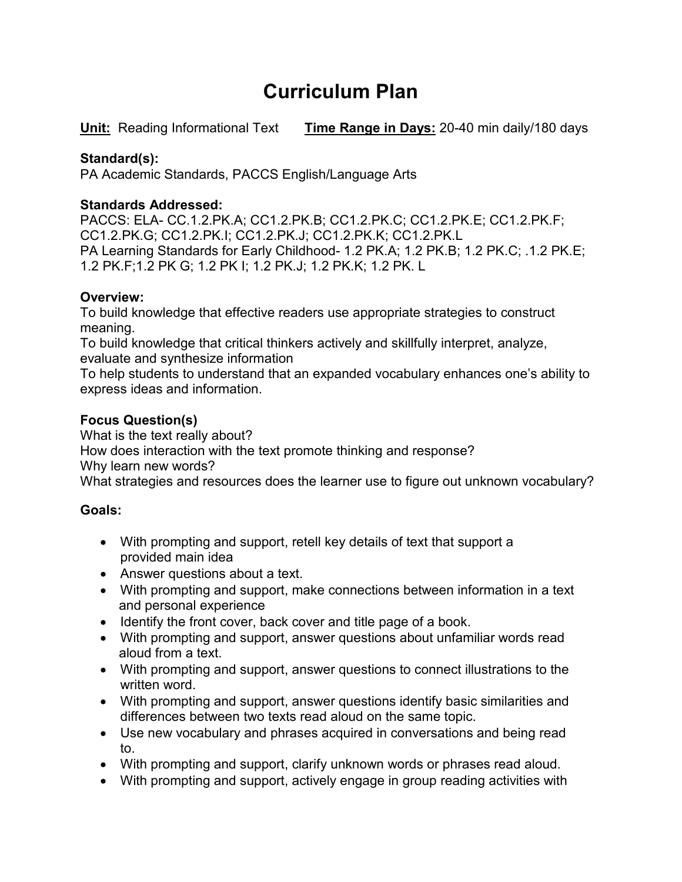# Curriculum Plan

**Unit:** Reading Informational Text **Time Range in Days:** 20-40 min daily/180 days

**Standard(s):**
PA Academic Standards, PACCS English/Language Arts

**Standards Addressed:**
PACCS: ELA- CC.1.2.PK.A; CC1.2.PK.B; CC1.2.PK.C; CC1.2.PK.E; CC1.2.PK.F; CC1.2.PK.G; CC1.2.PK.I; CC1.2.PK.J; CC1.2.PK.K; CC1.2.PK.L
PA Learning Standards for Early Childhood- 1.2 PK.A; 1.2 PK.B; 1.2 PK.C; .1.2 PK.E; 1.2 PK.F;1.2 PK G; 1.2 PK I; 1.2 PK.J; 1.2 PK.K; 1.2 PK. L

**Overview:**
To build knowledge that effective readers use appropriate strategies to construct meaning.
To build knowledge that critical thinkers actively and skillfully interpret, analyze, evaluate and synthesize information
To help students to understand that an expanded vocabulary enhances one's ability to express ideas and information.

**Focus Question(s)**
What is the text really about?
How does interaction with the text promote thinking and response?
Why learn new words?
What strategies and resources does the learner use to figure out unknown vocabulary?

**Goals:**

- With prompting and support, retell key details of text that support a provided main idea
- Answer questions about a text.
- With prompting and support, make connections between information in a text and personal experience
- Identify the front cover, back cover and title page of a book.
- With prompting and support, answer questions about unfamiliar words read aloud from a text.
- With prompting and support, answer questions to connect illustrations to the written word.
- With prompting and support, answer questions identify basic similarities and differences between two texts read aloud on the same topic.
- Use new vocabulary and phrases acquired in conversations and being read to.
- With prompting and support, clarify unknown words or phrases read aloud.
- With prompting and support, actively engage in group reading activities with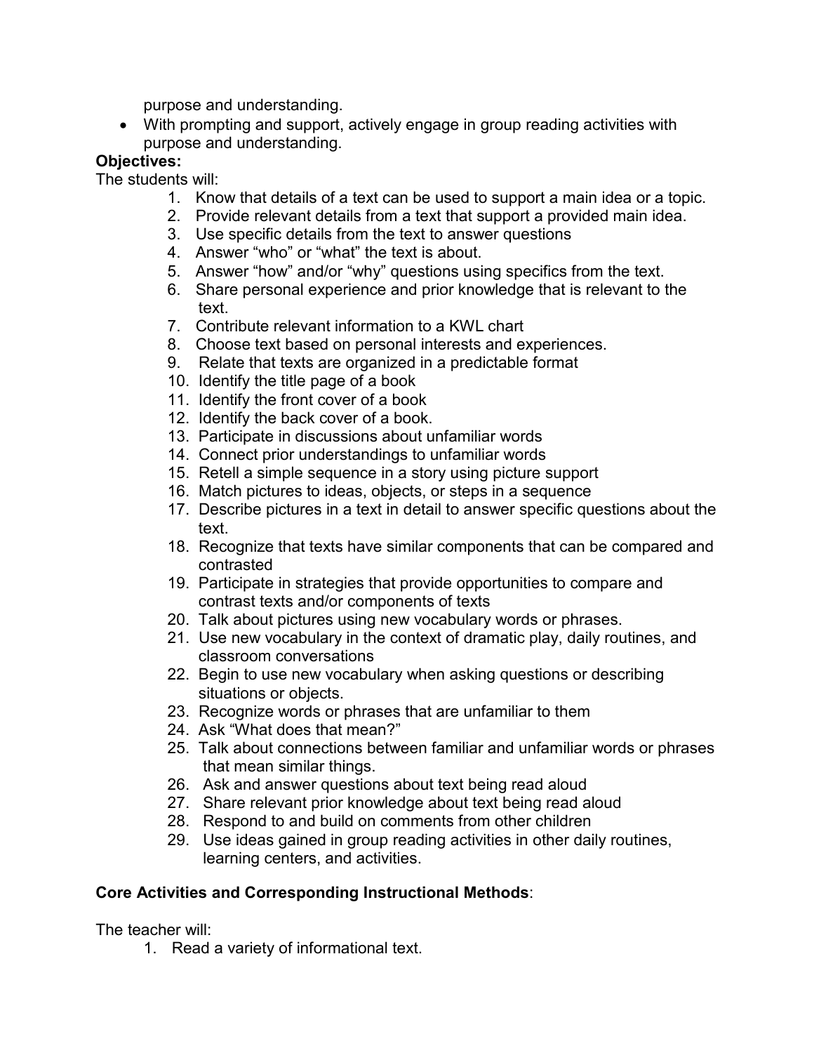purpose and understanding.

- With prompting and support, actively engage in group reading activities with purpose and understanding.

**Objectives:**

The students will:

1. Know that details of a text can be used to support a main idea or a topic.
2. Provide relevant details from a text that support a provided main idea.
3. Use specific details from the text to answer questions
4. Answer “who” or “what” the text is about.
5. Answer “how” and/or “why” questions using specifics from the text.
6. Share personal experience and prior knowledge that is relevant to the text.
7. Contribute relevant information to a KWL chart
8. Choose text based on personal interests and experiences.
9. Relate that texts are organized in a predictable format
10. Identify the title page of a book
11. Identify the front cover of a book
12. Identify the back cover of a book.
13. Participate in discussions about unfamiliar words
14. Connect prior understandings to unfamiliar words
15. Retell a simple sequence in a story using picture support
16. Match pictures to ideas, objects, or steps in a sequence
17. Describe pictures in a text in detail to answer specific questions about the text.
18. Recognize that texts have similar components that can be compared and contrasted
19. Participate in strategies that provide opportunities to compare and contrast texts and/or components of texts
20. Talk about pictures using new vocabulary words or phrases.
21. Use new vocabulary in the context of dramatic play, daily routines, and classroom conversations
22. Begin to use new vocabulary when asking questions or describing situations or objects.
23. Recognize words or phrases that are unfamiliar to them
24. Ask “What does that mean?”
25. Talk about connections between familiar and unfamiliar words or phrases that mean similar things.
26. Ask and answer questions about text being read aloud
27. Share relevant prior knowledge about text being read aloud
28. Respond to and build on comments from other children
29. Use ideas gained in group reading activities in other daily routines, learning centers, and activities.

**Core Activities and Corresponding Instructional Methods**:

The teacher will:

1. Read a variety of informational text.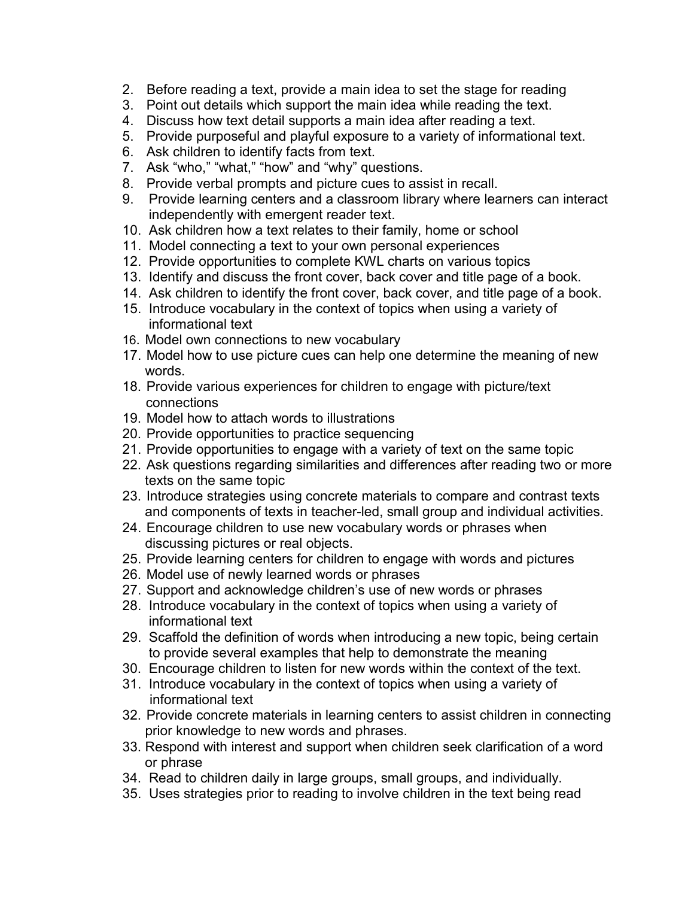2. Before reading a text, provide a main idea to set the stage for reading
3. Point out details which support the main idea while reading the text.
4. Discuss how text detail supports a main idea after reading a text.
5. Provide purposeful and playful exposure to a variety of informational text.
6. Ask children to identify facts from text.
7. Ask “who,” “what,” “how” and “why” questions.
8. Provide verbal prompts and picture cues to assist in recall.
9. Provide learning centers and a classroom library where learners can interact independently with emergent reader text.
10. Ask children how a text relates to their family, home or school
11. Model connecting a text to your own personal experiences
12. Provide opportunities to complete KWL charts on various topics
13. Identify and discuss the front cover, back cover and title page of a book.
14. Ask children to identify the front cover, back cover, and title page of a book.
15. Introduce vocabulary in the context of topics when using a variety of informational text
16. Model own connections to new vocabulary
17. Model how to use picture cues can help one determine the meaning of new words.
18. Provide various experiences for children to engage with picture/text connections
19. Model how to attach words to illustrations
20. Provide opportunities to practice sequencing
21. Provide opportunities to engage with a variety of text on the same topic
22. Ask questions regarding similarities and differences after reading two or more texts on the same topic
23. Introduce strategies using concrete materials to compare and contrast texts and components of texts in teacher-led, small group and individual activities.
24. Encourage children to use new vocabulary words or phrases when discussing pictures or real objects.
25. Provide learning centers for children to engage with words and pictures
26. Model use of newly learned words or phrases
27. Support and acknowledge children’s use of new words or phrases
28. Introduce vocabulary in the context of topics when using a variety of informational text
29. Scaffold the definition of words when introducing a new topic, being certain to provide several examples that help to demonstrate the meaning
30. Encourage children to listen for new words within the context of the text.
31. Introduce vocabulary in the context of topics when using a variety of informational text
32. Provide concrete materials in learning centers to assist children in connecting prior knowledge to new words and phrases.
33. Respond with interest and support when children seek clarification of a word or phrase
34. Read to children daily in large groups, small groups, and individually.
35. Uses strategies prior to reading to involve children in the text being read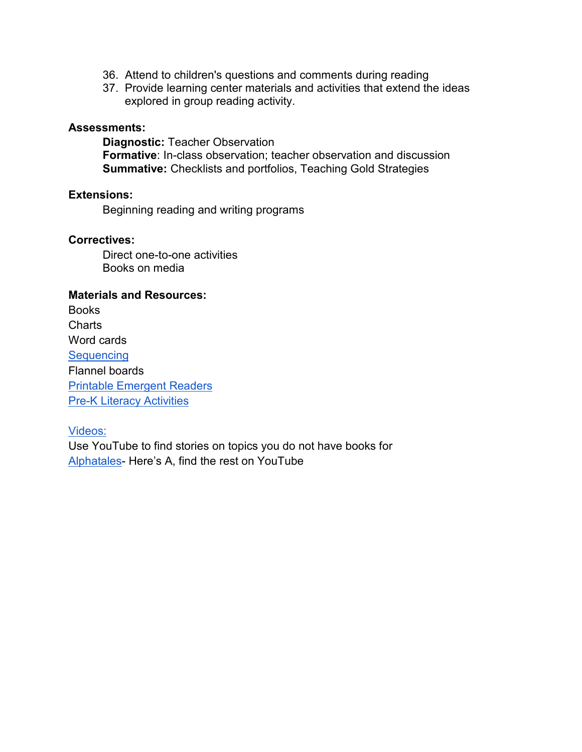36. Attend to children's questions and comments during reading
37. Provide learning center materials and activities that extend the ideas explored in group reading activity.

**Assessments:**

**Diagnostic:** Teacher Observation
**Formative**: In-class observation; teacher observation and discussion
**Summative:** Checklists and portfolios, Teaching Gold Strategies

**Extensions:**

Beginning reading and writing programs

**Correctives:**

Direct one-to-one activities
Books on media

**Materials and Resources:**

Books
Charts
Word cards
Sequencing
Flannel boards
Printable Emergent Readers
Pre-K Literacy Activities

Videos:
Use YouTube to find stories on topics you do not have books for
Alphatales- Here's A, find the rest on YouTube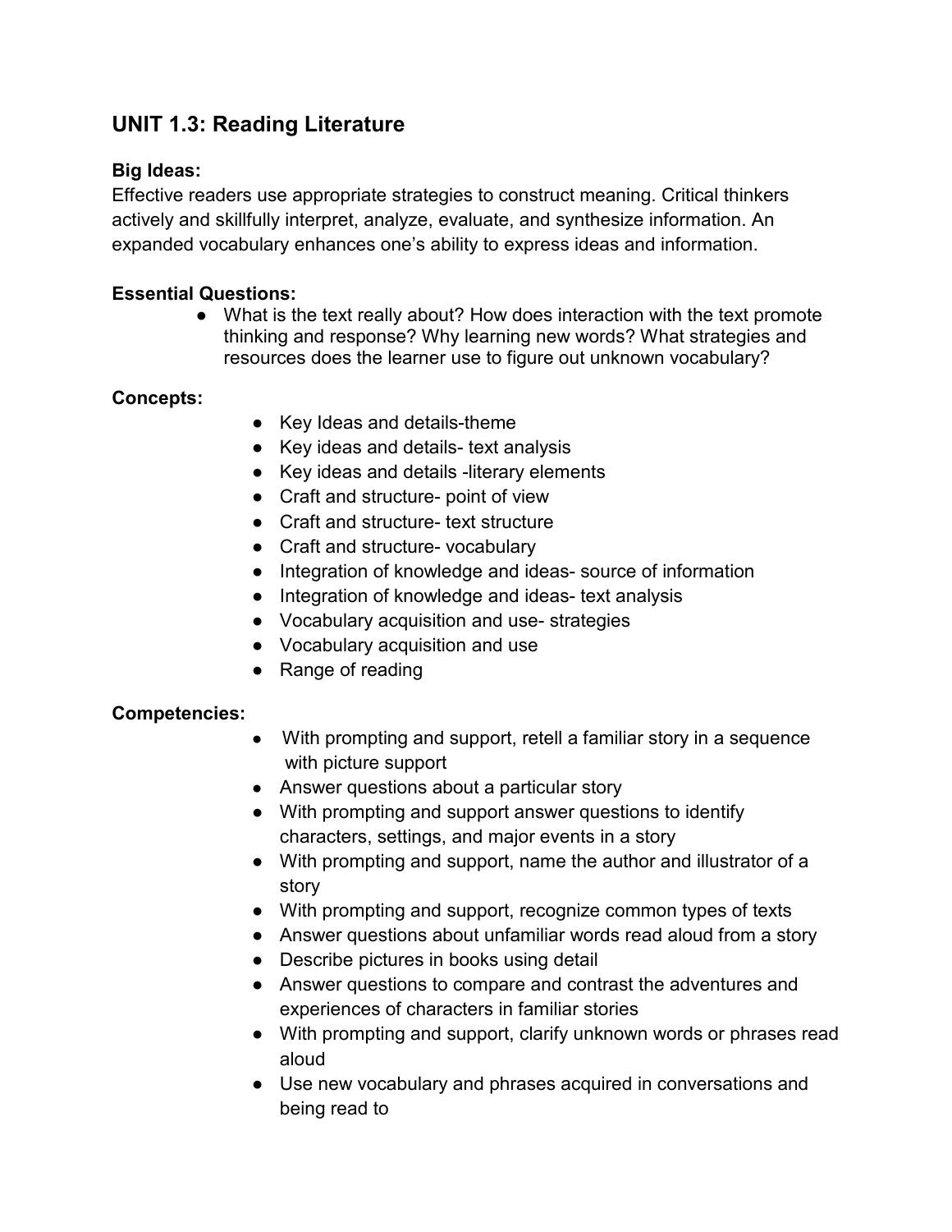## UNIT 1.3: Reading Literature

**Big Ideas:**
Effective readers use appropriate strategies to construct meaning. Critical thinkers actively and skillfully interpret, analyze, evaluate, and synthesize information. An expanded vocabulary enhances one's ability to express ideas and information.

**Essential Questions:**

- What is the text really about? How does interaction with the text promote thinking and response? Why learning new words? What strategies and resources does the learner use to figure out unknown vocabulary?

**Concepts:**

- Key Ideas and details-theme
- Key ideas and details- text analysis
- Key ideas and details -literary elements
- Craft and structure- point of view
- Craft and structure- text structure
- Craft and structure- vocabulary
- Integration of knowledge and ideas- source of information
- Integration of knowledge and ideas- text analysis
- Vocabulary acquisition and use- strategies
- Vocabulary acquisition and use
- Range of reading

**Competencies:**

- With prompting and support, retell a familiar story in a sequence with picture support
- Answer questions about a particular story
- With prompting and support answer questions to identify characters, settings, and major events in a story
- With prompting and support, name the author and illustrator of a story
- With prompting and support, recognize common types of texts
- Answer questions about unfamiliar words read aloud from a story
- Describe pictures in books using detail
- Answer questions to compare and contrast the adventures and experiences of characters in familiar stories
- With prompting and support, clarify unknown words or phrases read aloud
- Use new vocabulary and phrases acquired in conversations and being read to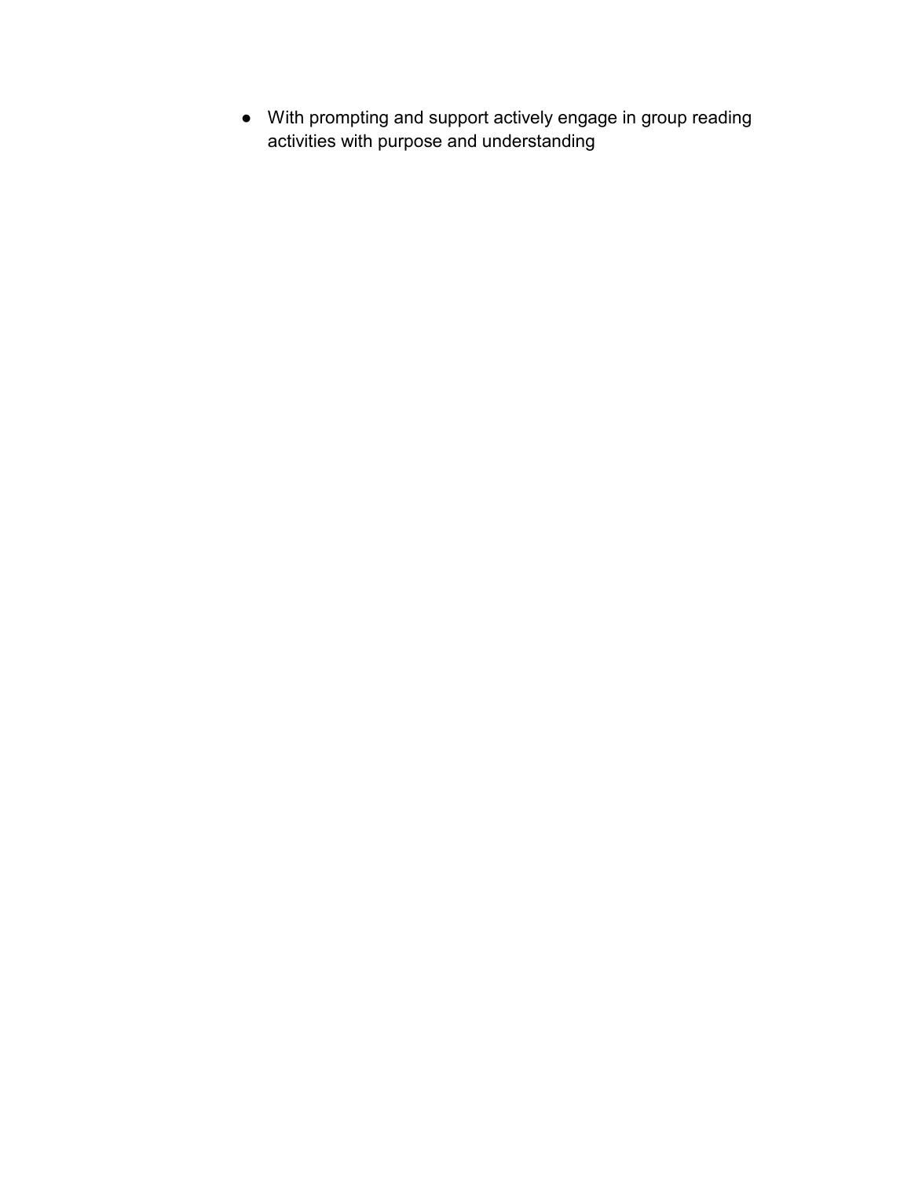- With prompting and support actively engage in group reading activities with purpose and understanding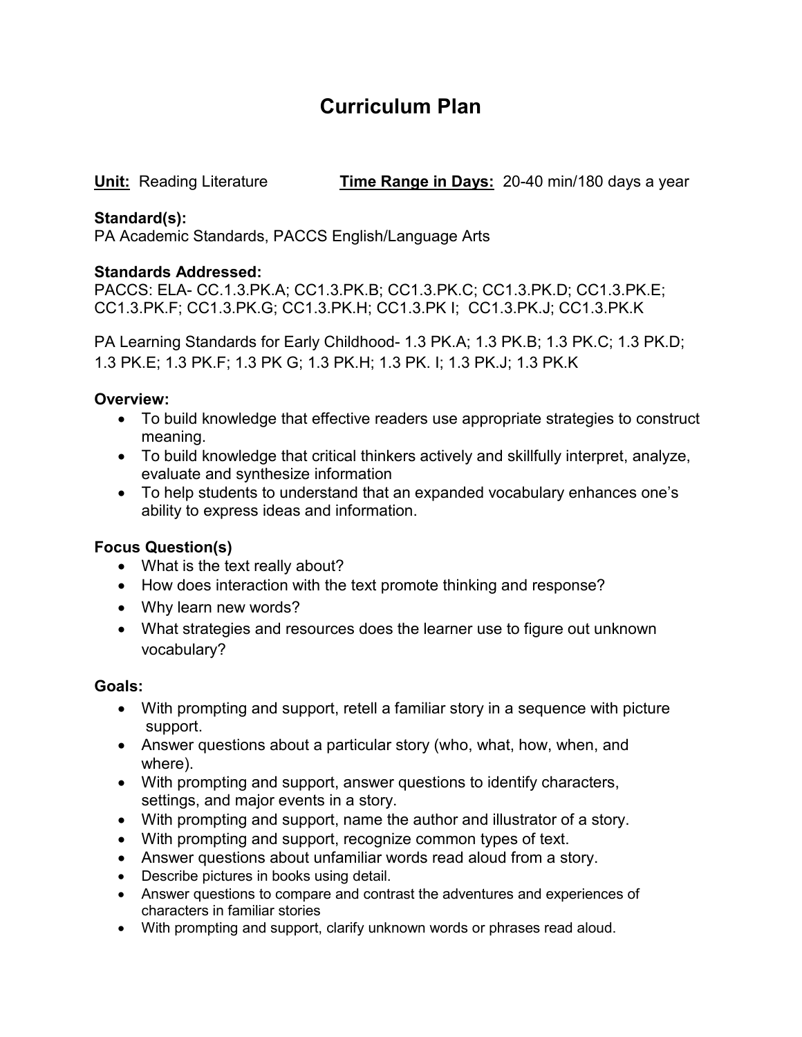# Curriculum Plan

**Unit:** Reading Literature **Time Range in Days:** 20-40 min/180 days a year

**Standard(s):**
PA Academic Standards, PACCS English/Language Arts

**Standards Addressed:**
PACCS: ELA- CC.1.3.PK.A; CC1.3.PK.B; CC1.3.PK.C; CC1.3.PK.D; CC1.3.PK.E; CC1.3.PK.F; CC1.3.PK.G; CC1.3.PK.H; CC1.3.PK I; CC1.3.PK.J; CC1.3.PK.K

PA Learning Standards for Early Childhood- 1.3 PK.A; 1.3 PK.B; 1.3 PK.C; 1.3 PK.D; 1.3 PK.E; 1.3 PK.F; 1.3 PK G; 1.3 PK.H; 1.3 PK. I; 1.3 PK.J; 1.3 PK.K

**Overview:**

- To build knowledge that effective readers use appropriate strategies to construct meaning.
- To build knowledge that critical thinkers actively and skillfully interpret, analyze, evaluate and synthesize information
- To help students to understand that an expanded vocabulary enhances one's ability to express ideas and information.

**Focus Question(s)**

- What is the text really about?
- How does interaction with the text promote thinking and response?
- Why learn new words?
- What strategies and resources does the learner use to figure out unknown vocabulary?

**Goals:**

- With prompting and support, retell a familiar story in a sequence with picture support.
- Answer questions about a particular story (who, what, how, when, and where).
- With prompting and support, answer questions to identify characters, settings, and major events in a story.
- With prompting and support, name the author and illustrator of a story.
- With prompting and support, recognize common types of text.
- Answer questions about unfamiliar words read aloud from a story.
- Describe pictures in books using detail.
- Answer questions to compare and contrast the adventures and experiences of characters in familiar stories
- With prompting and support, clarify unknown words or phrases read aloud.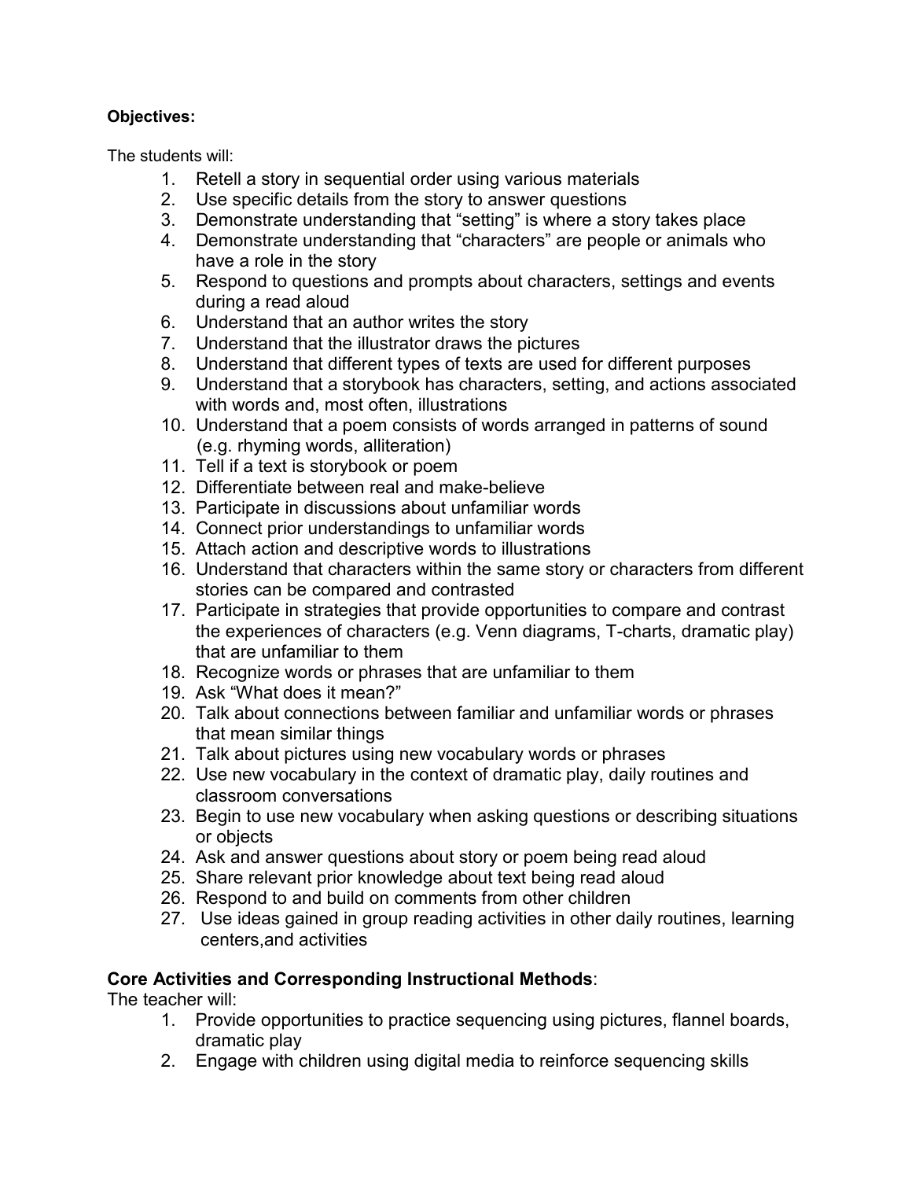**Objectives:**

The students will:

1. Retell a story in sequential order using various materials
2. Use specific details from the story to answer questions
3. Demonstrate understanding that “setting” is where a story takes place
4. Demonstrate understanding that “characters” are people or animals who have a role in the story
5. Respond to questions and prompts about characters, settings and events during a read aloud
6. Understand that an author writes the story
7. Understand that the illustrator draws the pictures
8. Understand that different types of texts are used for different purposes
9. Understand that a storybook has characters, setting, and actions associated with words and, most often, illustrations
10. Understand that a poem consists of words arranged in patterns of sound (e.g. rhyming words, alliteration)
11. Tell if a text is storybook or poem
12. Differentiate between real and make-believe
13. Participate in discussions about unfamiliar words
14. Connect prior understandings to unfamiliar words
15. Attach action and descriptive words to illustrations
16. Understand that characters within the same story or characters from different stories can be compared and contrasted
17. Participate in strategies that provide opportunities to compare and contrast the experiences of characters (e.g. Venn diagrams, T-charts, dramatic play) that are unfamiliar to them
18. Recognize words or phrases that are unfamiliar to them
19. Ask “What does it mean?”
20. Talk about connections between familiar and unfamiliar words or phrases that mean similar things
21. Talk about pictures using new vocabulary words or phrases
22. Use new vocabulary in the context of dramatic play, daily routines and classroom conversations
23. Begin to use new vocabulary when asking questions or describing situations or objects
24. Ask and answer questions about story or poem being read aloud
25. Share relevant prior knowledge about text being read aloud
26. Respond to and build on comments from other children
27. Use ideas gained in group reading activities in other daily routines, learning centers,and activities

**Core Activities and Corresponding Instructional Methods**:

The teacher will:

1. Provide opportunities to practice sequencing using pictures, flannel boards, dramatic play
2. Engage with children using digital media to reinforce sequencing skills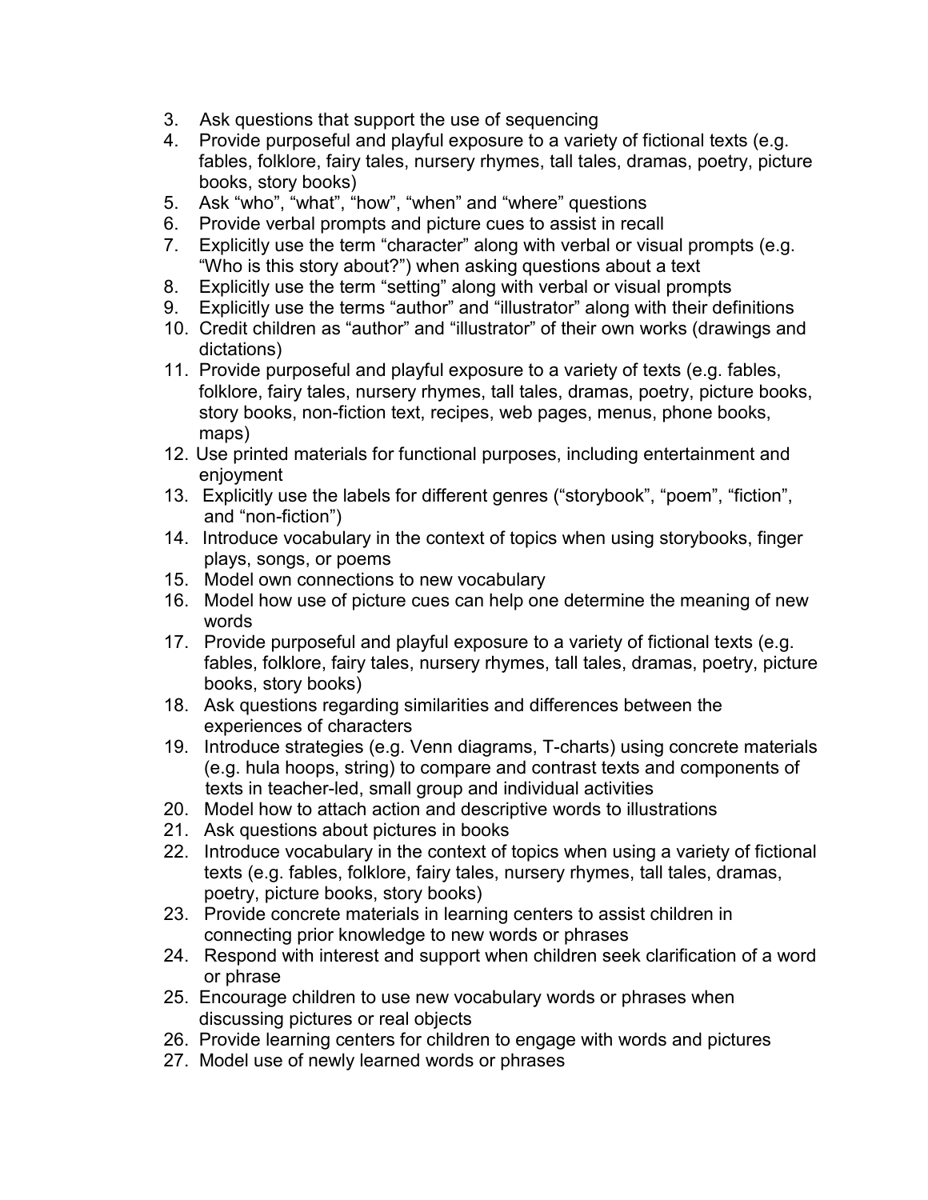3. Ask questions that support the use of sequencing
4. Provide purposeful and playful exposure to a variety of fictional texts (e.g. fables, folklore, fairy tales, nursery rhymes, tall tales, dramas, poetry, picture books, story books)
5. Ask "who", "what", "how", "when" and "where" questions
6. Provide verbal prompts and picture cues to assist in recall
7. Explicitly use the term "character" along with verbal or visual prompts (e.g. "Who is this story about?") when asking questions about a text
8. Explicitly use the term "setting" along with verbal or visual prompts
9. Explicitly use the terms "author" and "illustrator" along with their definitions
10. Credit children as "author" and "illustrator" of their own works (drawings and dictations)
11. Provide purposeful and playful exposure to a variety of texts (e.g. fables, folklore, fairy tales, nursery rhymes, tall tales, dramas, poetry, picture books, story books, non-fiction text, recipes, web pages, menus, phone books, maps)
12. Use printed materials for functional purposes, including entertainment and enjoyment
13. Explicitly use the labels for different genres ("storybook", "poem", "fiction", and "non-fiction")
14. Introduce vocabulary in the context of topics when using storybooks, finger plays, songs, or poems
15. Model own connections to new vocabulary
16. Model how use of picture cues can help one determine the meaning of new words
17. Provide purposeful and playful exposure to a variety of fictional texts (e.g. fables, folklore, fairy tales, nursery rhymes, tall tales, dramas, poetry, picture books, story books)
18. Ask questions regarding similarities and differences between the experiences of characters
19. Introduce strategies (e.g. Venn diagrams, T-charts) using concrete materials (e.g. hula hoops, string) to compare and contrast texts and components of texts in teacher-led, small group and individual activities
20. Model how to attach action and descriptive words to illustrations
21. Ask questions about pictures in books
22. Introduce vocabulary in the context of topics when using a variety of fictional texts (e.g. fables, folklore, fairy tales, nursery rhymes, tall tales, dramas, poetry, picture books, story books)
23. Provide concrete materials in learning centers to assist children in connecting prior knowledge to new words or phrases
24. Respond with interest and support when children seek clarification of a word or phrase
25. Encourage children to use new vocabulary words or phrases when discussing pictures or real objects
26. Provide learning centers for children to engage with words and pictures
27. Model use of newly learned words or phrases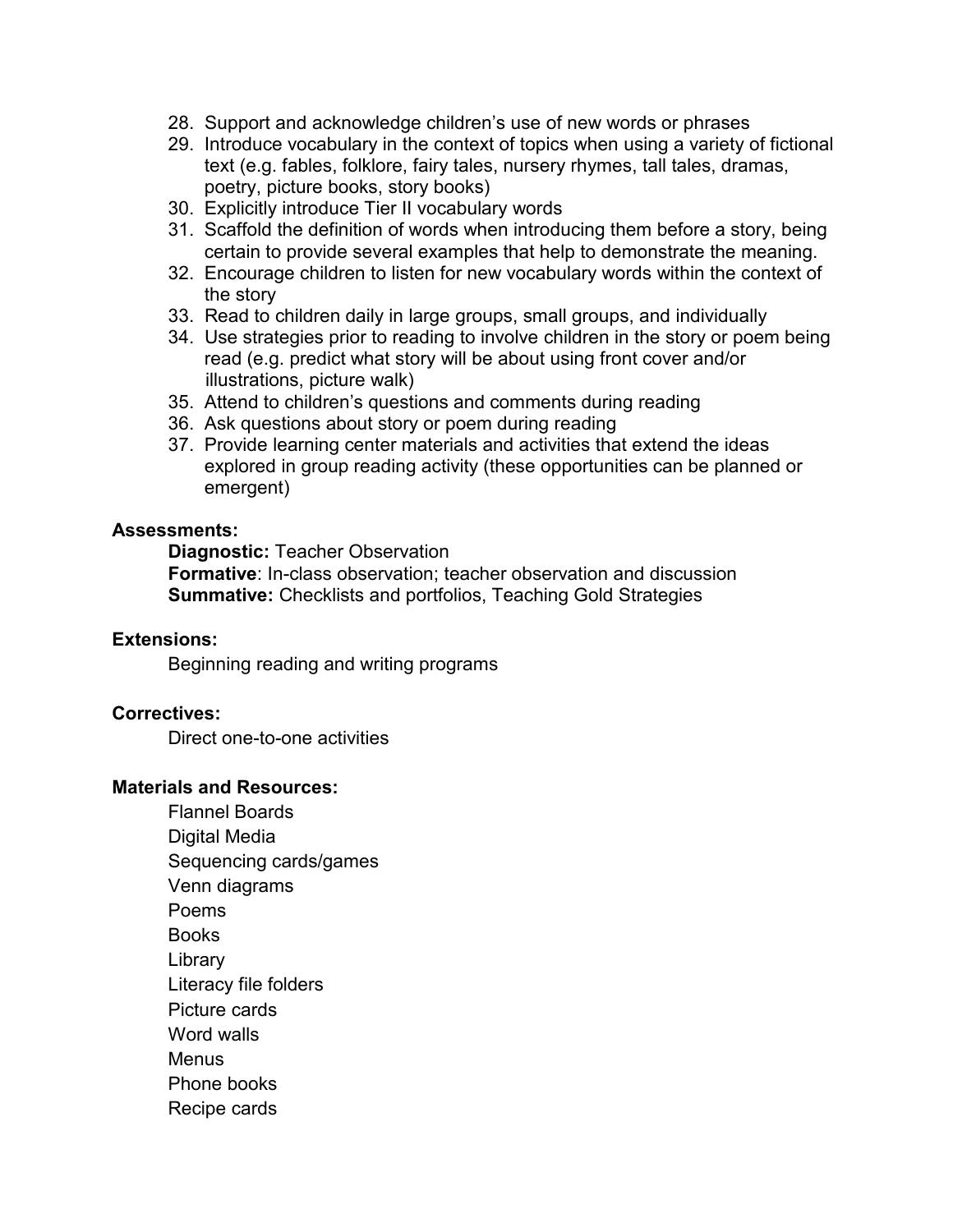28. Support and acknowledge children's use of new words or phrases
29. Introduce vocabulary in the context of topics when using a variety of fictional text (e.g. fables, folklore, fairy tales, nursery rhymes, tall tales, dramas, poetry, picture books, story books)
30. Explicitly introduce Tier II vocabulary words
31. Scaffold the definition of words when introducing them before a story, being certain to provide several examples that help to demonstrate the meaning.
32. Encourage children to listen for new vocabulary words within the context of the story
33. Read to children daily in large groups, small groups, and individually
34. Use strategies prior to reading to involve children in the story or poem being read (e.g. predict what story will be about using front cover and/or illustrations, picture walk)
35. Attend to children's questions and comments during reading
36. Ask questions about story or poem during reading
37. Provide learning center materials and activities that extend the ideas explored in group reading activity (these opportunities can be planned or emergent)

**Assessments:**

**Diagnostic:** Teacher Observation
**Formative**: In-class observation; teacher observation and discussion
**Summative:** Checklists and portfolios, Teaching Gold Strategies

**Extensions:**

Beginning reading and writing programs

**Correctives:**

Direct one-to-one activities

**Materials and Resources:**

Flannel Boards
Digital Media
Sequencing cards/games
Venn diagrams
Poems
Books
Library
Literacy file folders
Picture cards
Word walls
Menus
Phone books
Recipe cards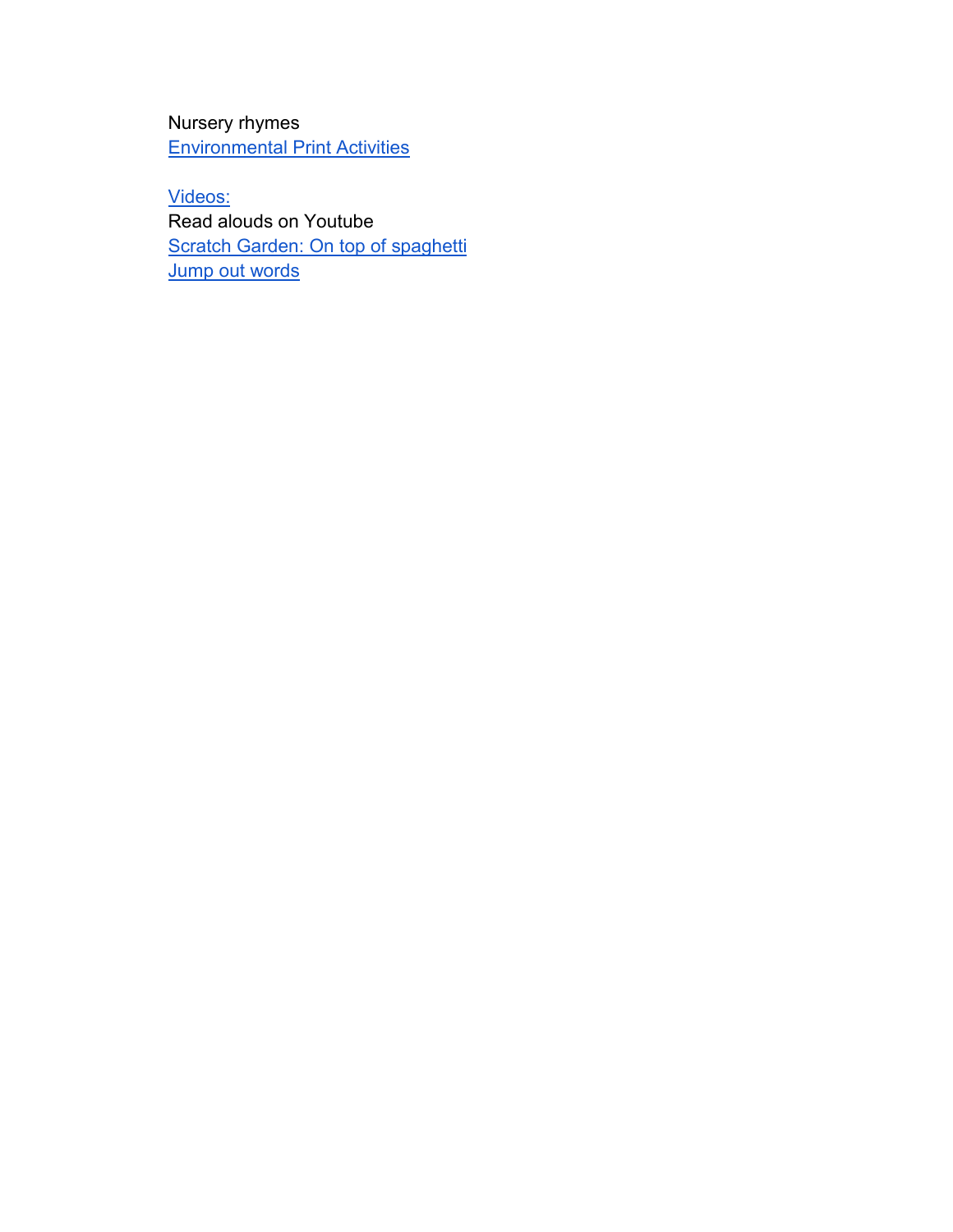Nursery rhymes
Environmental Print Activities

Videos:
Read alouds on Youtube
Scratch Garden: On top of spaghetti
Jump out words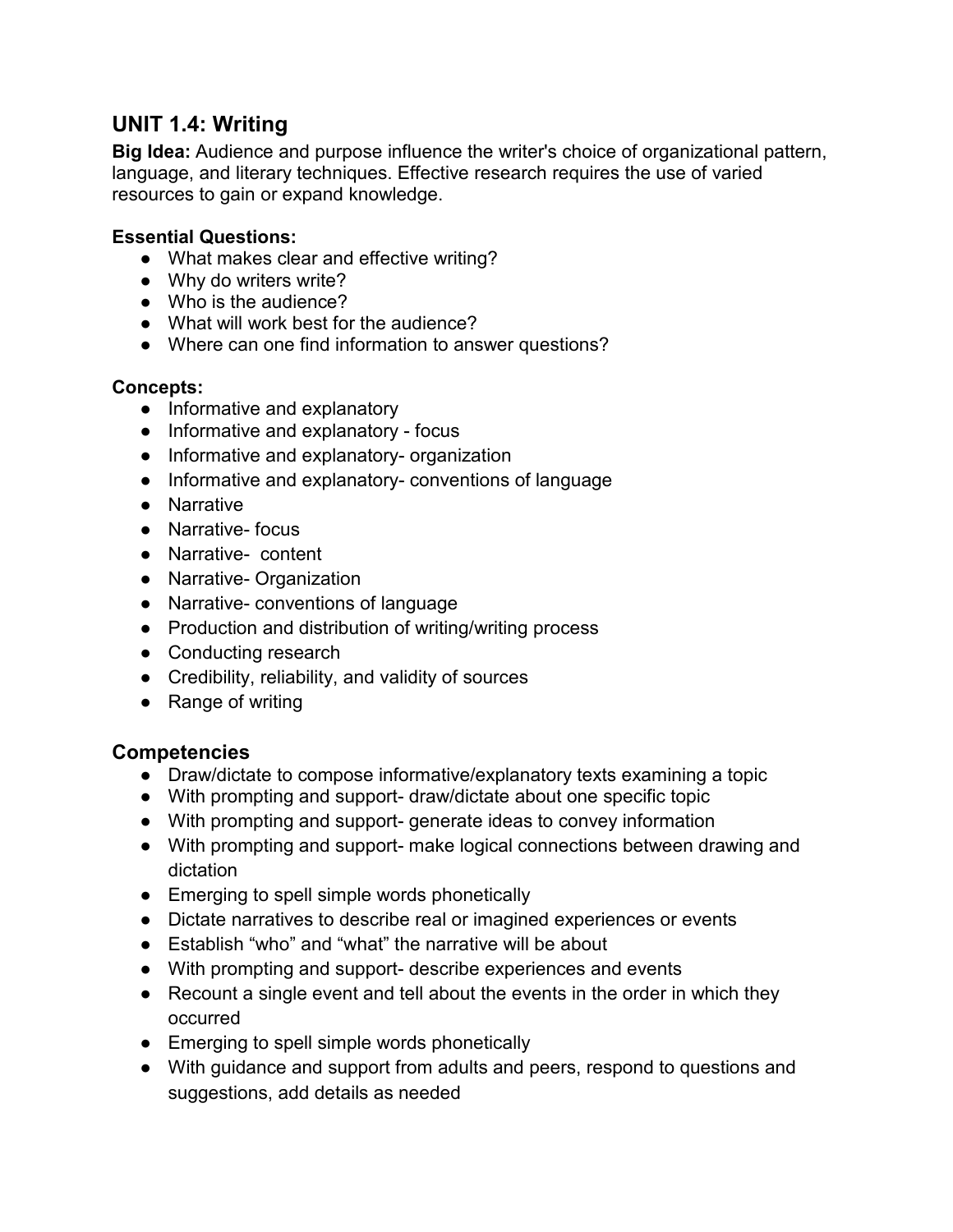## UNIT 1.4: Writing

**Big Idea:** Audience and purpose influence the writer's choice of organizational pattern, language, and literary techniques. Effective research requires the use of varied resources to gain or expand knowledge.

**Essential Questions:**

- What makes clear and effective writing?
- Why do writers write?
- Who is the audience?
- What will work best for the audience?
- Where can one find information to answer questions?

**Concepts:**

- Informative and explanatory
- Informative and explanatory - focus
- Informative and explanatory- organization
- Informative and explanatory- conventions of language
- Narrative
- Narrative- focus
- Narrative- content
- Narrative- Organization
- Narrative- conventions of language
- Production and distribution of writing/writing process
- Conducting research
- Credibility, reliability, and validity of sources
- Range of writing

### Competencies

- Draw/dictate to compose informative/explanatory texts examining a topic
- With prompting and support- draw/dictate about one specific topic
- With prompting and support- generate ideas to convey information
- With prompting and support- make logical connections between drawing and dictation
- Emerging to spell simple words phonetically
- Dictate narratives to describe real or imagined experiences or events
- Establish "who" and "what" the narrative will be about
- With prompting and support- describe experiences and events
- Recount a single event and tell about the events in the order in which they occurred
- Emerging to spell simple words phonetically
- With guidance and support from adults and peers, respond to questions and suggestions, add details as needed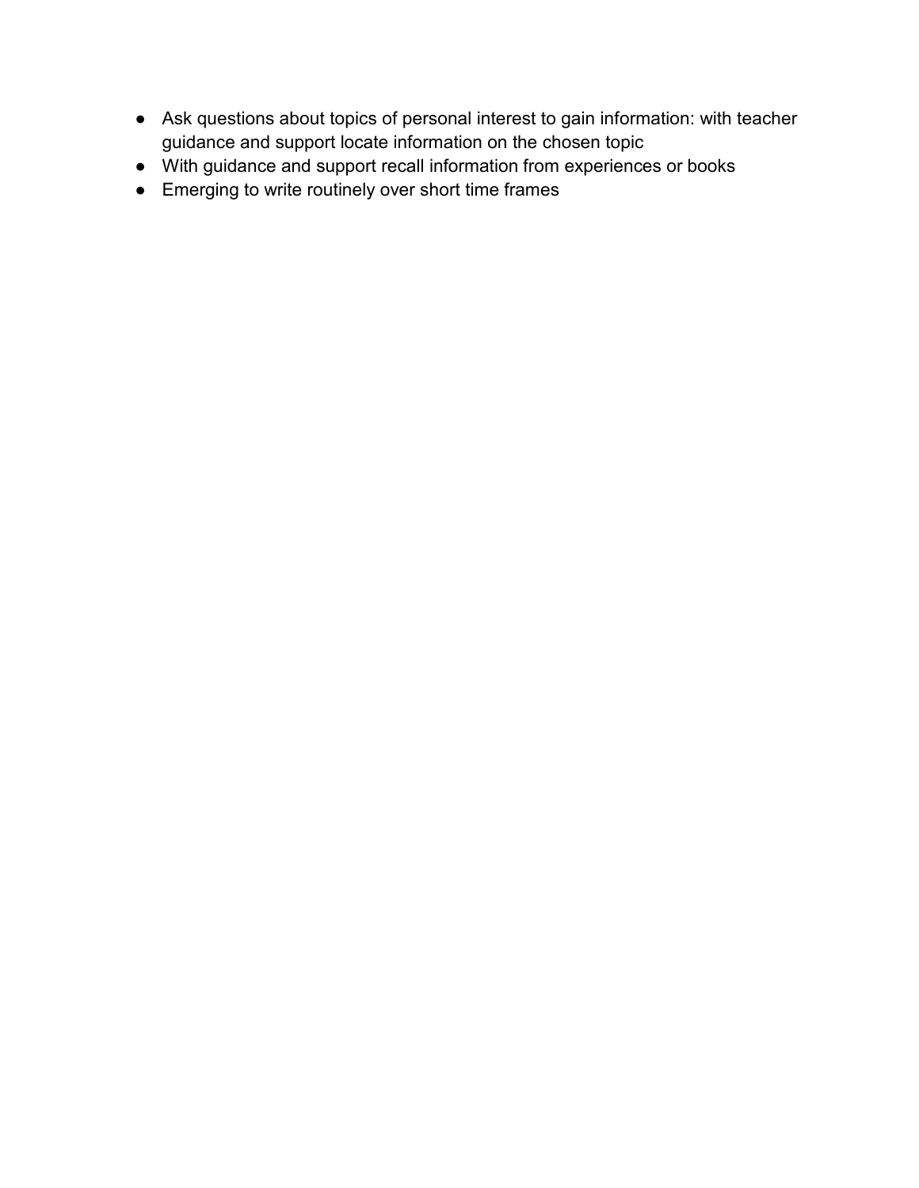- Ask questions about topics of personal interest to gain information: with teacher guidance and support locate information on the chosen topic
- With guidance and support recall information from experiences or books
- Emerging to write routinely over short time frames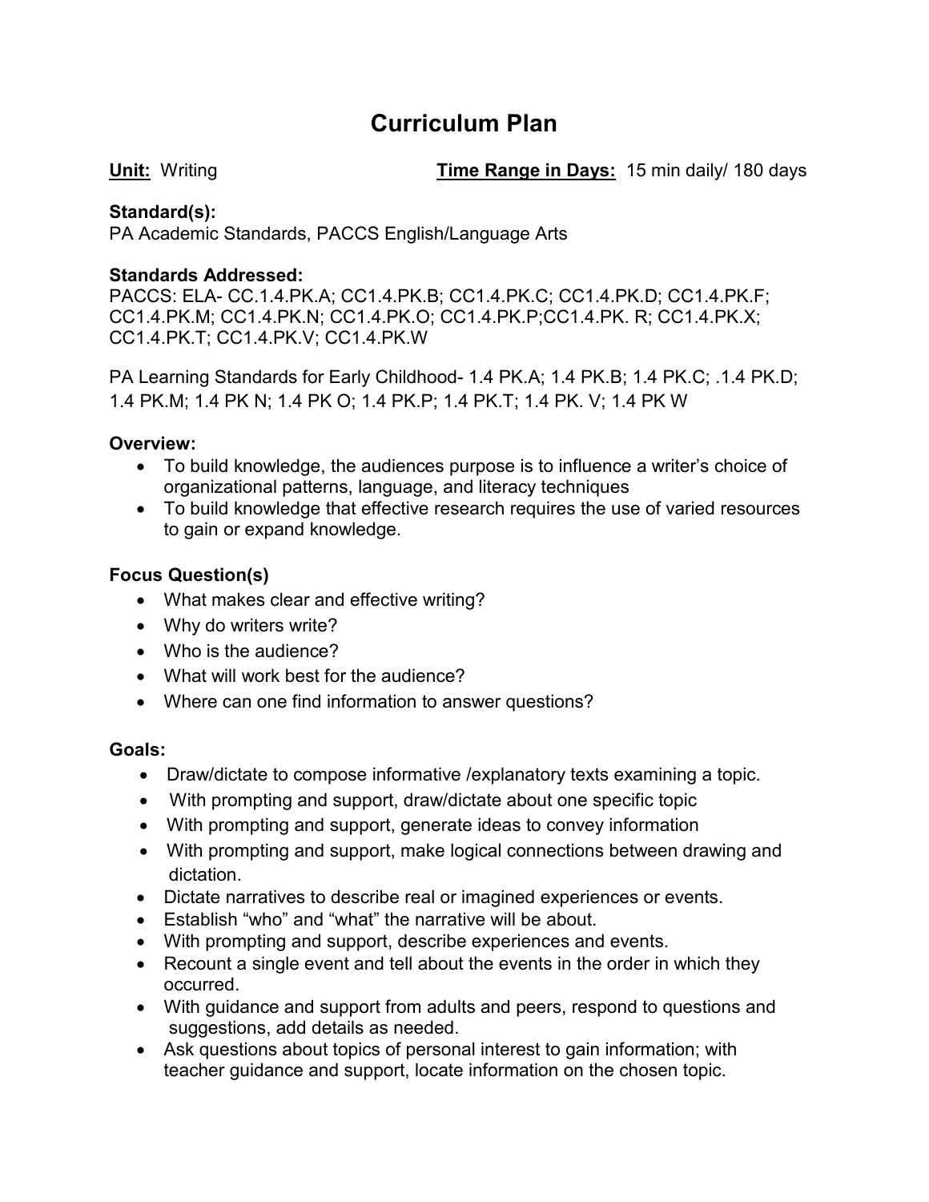# Curriculum Plan

**Unit:** Writing **Time Range in Days:** 15 min daily/ 180 days

**Standard(s):**
PA Academic Standards, PACCS English/Language Arts

**Standards Addressed:**
PACCS: ELA- CC.1.4.PK.A; CC1.4.PK.B; CC1.4.PK.C; CC1.4.PK.D; CC1.4.PK.F; CC1.4.PK.M; CC1.4.PK.N; CC1.4.PK.O; CC1.4.PK.P;CC1.4.PK. R; CC1.4.PK.X; CC1.4.PK.T; CC1.4.PK.V; CC1.4.PK.W

PA Learning Standards for Early Childhood- 1.4 PK.A; 1.4 PK.B; 1.4 PK.C; .1.4 PK.D; 1.4 PK.M; 1.4 PK N; 1.4 PK O; 1.4 PK.P; 1.4 PK.T; 1.4 PK. V; 1.4 PK W

**Overview:**

- To build knowledge, the audiences purpose is to influence a writer's choice of organizational patterns, language, and literacy techniques
- To build knowledge that effective research requires the use of varied resources to gain or expand knowledge.

**Focus Question(s)**

- What makes clear and effective writing?
- Why do writers write?
- Who is the audience?
- What will work best for the audience?
- Where can one find information to answer questions?

**Goals:**

- Draw/dictate to compose informative /explanatory texts examining a topic.
- With prompting and support, draw/dictate about one specific topic
- With prompting and support, generate ideas to convey information
- With prompting and support, make logical connections between drawing and dictation.
- Dictate narratives to describe real or imagined experiences or events.
- Establish "who" and "what" the narrative will be about.
- With prompting and support, describe experiences and events.
- Recount a single event and tell about the events in the order in which they occurred.
- With guidance and support from adults and peers, respond to questions and suggestions, add details as needed.
- Ask questions about topics of personal interest to gain information; with teacher guidance and support, locate information on the chosen topic.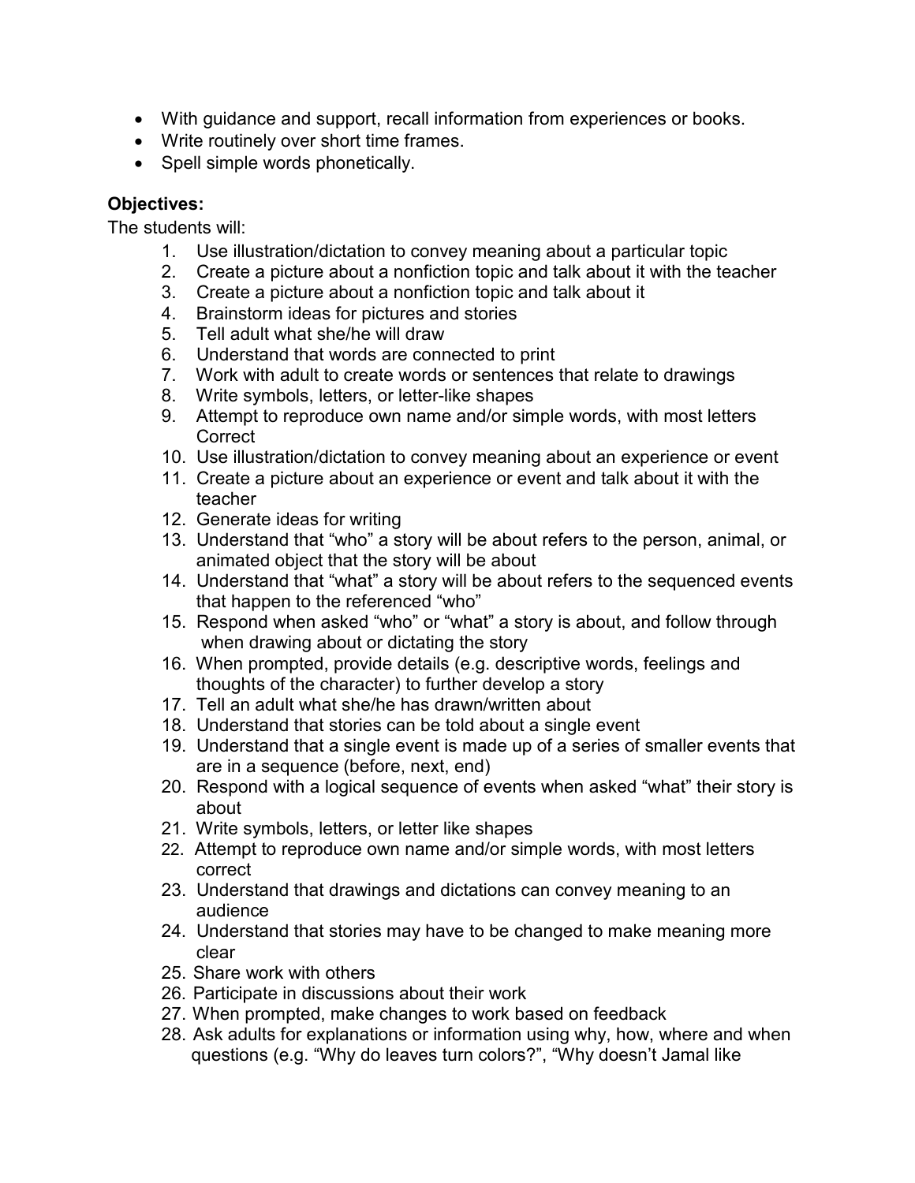- With guidance and support, recall information from experiences or books.
- Write routinely over short time frames.
- Spell simple words phonetically.

**Objectives:**

The students will:

1. Use illustration/dictation to convey meaning about a particular topic
2. Create a picture about a nonfiction topic and talk about it with the teacher
3. Create a picture about a nonfiction topic and talk about it
4. Brainstorm ideas for pictures and stories
5. Tell adult what she/he will draw
6. Understand that words are connected to print
7. Work with adult to create words or sentences that relate to drawings
8. Write symbols, letters, or letter-like shapes
9. Attempt to reproduce own name and/or simple words, with most letters Correct
10. Use illustration/dictation to convey meaning about an experience or event
11. Create a picture about an experience or event and talk about it with the teacher
12. Generate ideas for writing
13. Understand that "who" a story will be about refers to the person, animal, or animated object that the story will be about
14. Understand that "what" a story will be about refers to the sequenced events that happen to the referenced "who"
15. Respond when asked "who" or "what" a story is about, and follow through when drawing about or dictating the story
16. When prompted, provide details (e.g. descriptive words, feelings and thoughts of the character) to further develop a story
17. Tell an adult what she/he has drawn/written about
18. Understand that stories can be told about a single event
19. Understand that a single event is made up of a series of smaller events that are in a sequence (before, next, end)
20. Respond with a logical sequence of events when asked "what" their story is about
21. Write symbols, letters, or letter like shapes
22. Attempt to reproduce own name and/or simple words, with most letters correct
23. Understand that drawings and dictations can convey meaning to an audience
24. Understand that stories may have to be changed to make meaning more clear
25. Share work with others
26. Participate in discussions about their work
27. When prompted, make changes to work based on feedback
28. Ask adults for explanations or information using why, how, where and when questions (e.g. "Why do leaves turn colors?", "Why doesn't Jamal like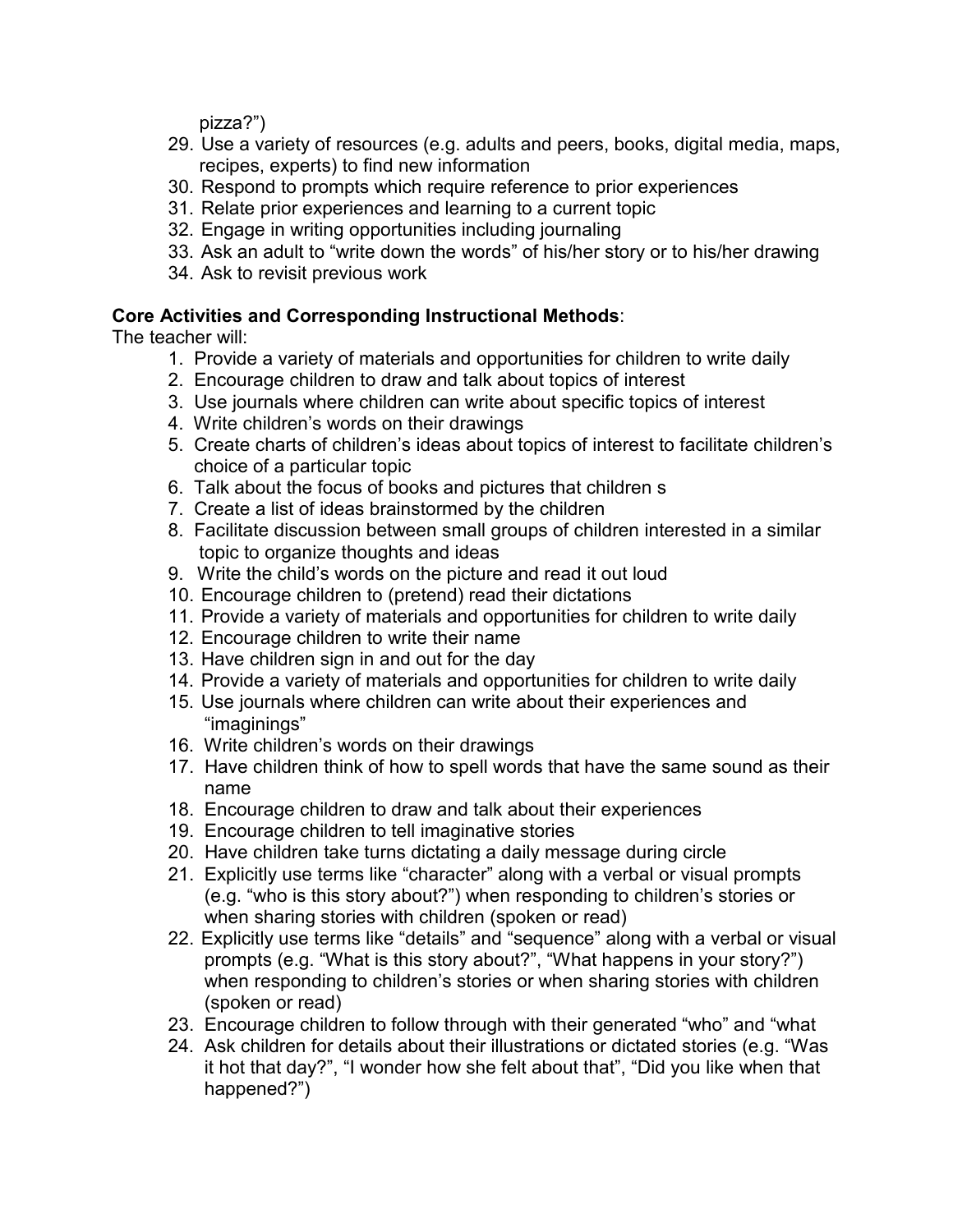pizza?")

29. Use a variety of resources (e.g. adults and peers, books, digital media, maps, recipes, experts) to find new information
30. Respond to prompts which require reference to prior experiences
31. Relate prior experiences and learning to a current topic
32. Engage in writing opportunities including journaling
33. Ask an adult to "write down the words" of his/her story or to his/her drawing
34. Ask to revisit previous work

**Core Activities and Corresponding Instructional Methods**:

The teacher will:

1. Provide a variety of materials and opportunities for children to write daily
2. Encourage children to draw and talk about topics of interest
3. Use journals where children can write about specific topics of interest
4. Write children's words on their drawings
5. Create charts of children's ideas about topics of interest to facilitate children's choice of a particular topic
6. Talk about the focus of books and pictures that children s
7. Create a list of ideas brainstormed by the children
8. Facilitate discussion between small groups of children interested in a similar topic to organize thoughts and ideas
9. Write the child's words on the picture and read it out loud
10. Encourage children to (pretend) read their dictations
11. Provide a variety of materials and opportunities for children to write daily
12. Encourage children to write their name
13. Have children sign in and out for the day
14. Provide a variety of materials and opportunities for children to write daily
15. Use journals where children can write about their experiences and "imaginings"
16. Write children's words on their drawings
17. Have children think of how to spell words that have the same sound as their name
18. Encourage children to draw and talk about their experiences
19. Encourage children to tell imaginative stories
20. Have children take turns dictating a daily message during circle
21. Explicitly use terms like "character" along with a verbal or visual prompts (e.g. "who is this story about?") when responding to children's stories or when sharing stories with children (spoken or read)
22. Explicitly use terms like "details" and "sequence" along with a verbal or visual prompts (e.g. "What is this story about?", "What happens in your story?") when responding to children's stories or when sharing stories with children (spoken or read)
23. Encourage children to follow through with their generated "who" and "what
24. Ask children for details about their illustrations or dictated stories (e.g. "Was it hot that day?", "I wonder how she felt about that", "Did you like when that happened?")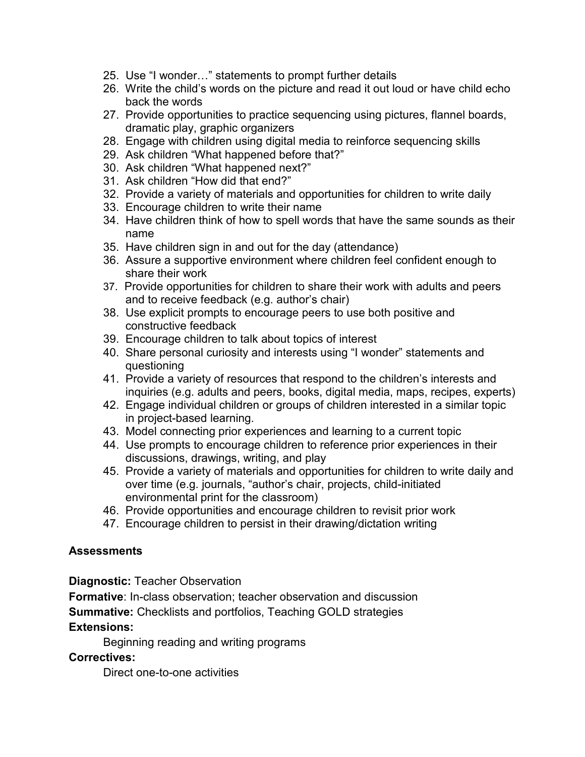25. Use “I wonder…” statements to prompt further details
26. Write the child’s words on the picture and read it out loud or have child echo back the words
27. Provide opportunities to practice sequencing using pictures, flannel boards, dramatic play, graphic organizers
28. Engage with children using digital media to reinforce sequencing skills
29. Ask children “What happened before that?”
30. Ask children “What happened next?”
31. Ask children “How did that end?”
32. Provide a variety of materials and opportunities for children to write daily
33. Encourage children to write their name
34. Have children think of how to spell words that have the same sounds as their name
35. Have children sign in and out for the day (attendance)
36. Assure a supportive environment where children feel confident enough to share their work
37. Provide opportunities for children to share their work with adults and peers and to receive feedback (e.g. author’s chair)
38. Use explicit prompts to encourage peers to use both positive and constructive feedback
39. Encourage children to talk about topics of interest
40. Share personal curiosity and interests using “I wonder” statements and questioning
41. Provide a variety of resources that respond to the children’s interests and inquiries (e.g. adults and peers, books, digital media, maps, recipes, experts)
42. Engage individual children or groups of children interested in a similar topic in project-based learning.
43. Model connecting prior experiences and learning to a current topic
44. Use prompts to encourage children to reference prior experiences in their discussions, drawings, writing, and play
45. Provide a variety of materials and opportunities for children to write daily and over time (e.g. journals, “author’s chair, projects, child-initiated environmental print for the classroom)
46. Provide opportunities and encourage children to revisit prior work
47. Encourage children to persist in their drawing/dictation writing

**Assessments**

**Diagnostic:** Teacher Observation

**Formative**: In-class observation; teacher observation and discussion

**Summative:** Checklists and portfolios, Teaching GOLD strategies

**Extensions:**

Beginning reading and writing programs

**Correctives:**

Direct one-to-one activities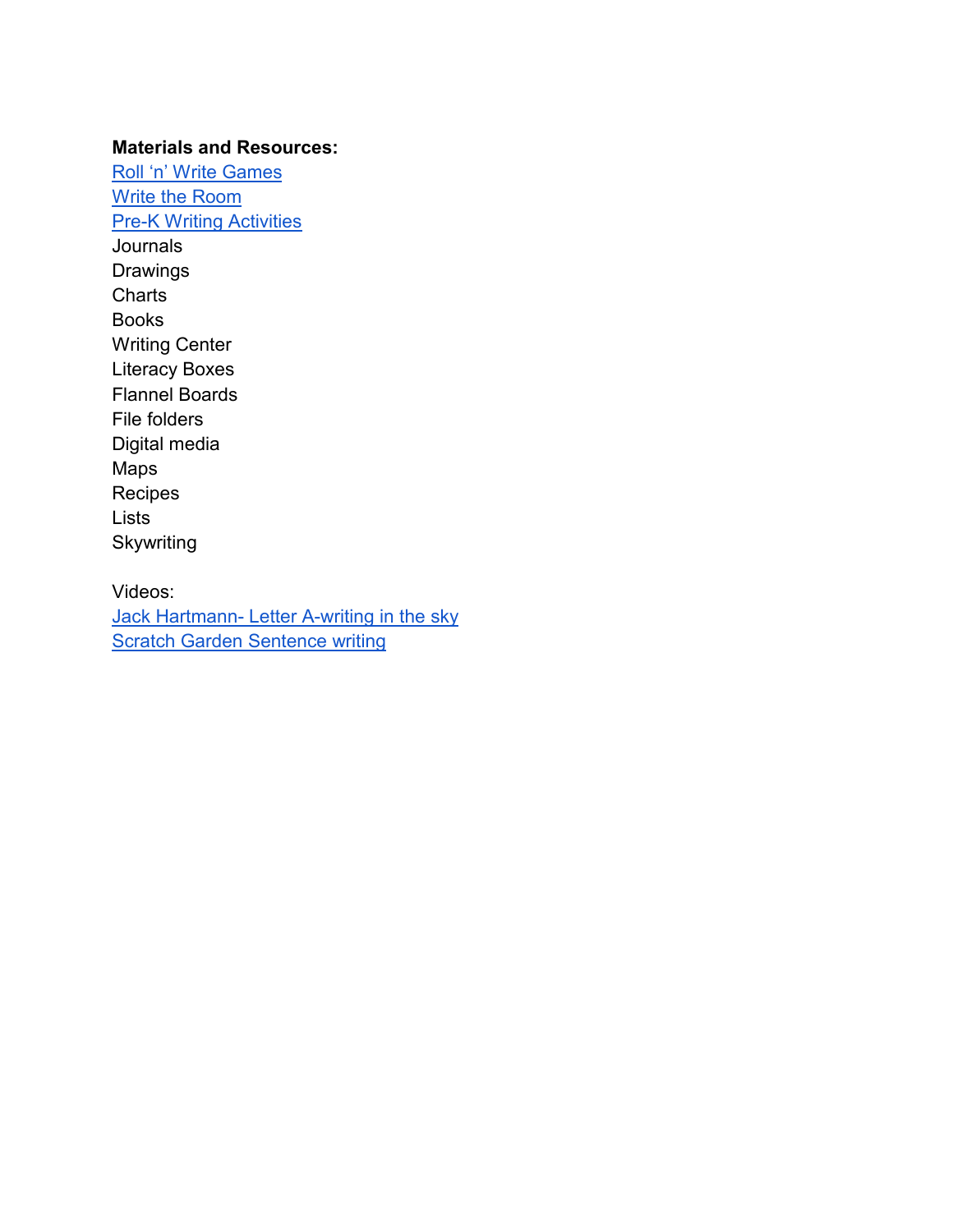**Materials and Resources:**

Roll ‘n’ Write Games
Write the Room
Pre-K Writing Activities
Journals
Drawings
Charts
Books
Writing Center
Literacy Boxes
Flannel Boards
File folders
Digital media
Maps
Recipes
Lists
Skywriting

Videos:
Jack Hartmann- Letter A-writing in the sky
Scratch Garden Sentence writing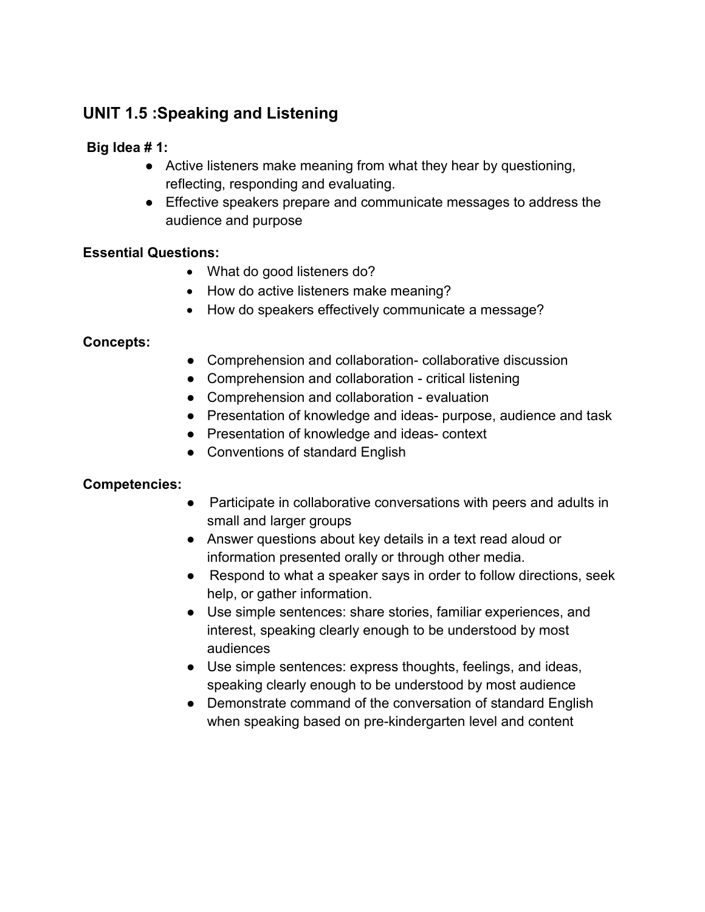## UNIT 1.5 :Speaking and Listening

**Big Idea # 1:**

- Active listeners make meaning from what they hear by questioning, reflecting, responding and evaluating.
- Effective speakers prepare and communicate messages to address the audience and purpose

**Essential Questions:**

- What do good listeners do?
- How do active listeners make meaning?
- How do speakers effectively communicate a message?

**Concepts:**

- Comprehension and collaboration- collaborative discussion
- Comprehension and collaboration - critical listening
- Comprehension and collaboration - evaluation
- Presentation of knowledge and ideas- purpose, audience and task
- Presentation of knowledge and ideas- context
- Conventions of standard English

**Competencies:**

- Participate in collaborative conversations with peers and adults in small and larger groups
- Answer questions about key details in a text read aloud or information presented orally or through other media.
- Respond to what a speaker says in order to follow directions, seek help, or gather information.
- Use simple sentences: share stories, familiar experiences, and interest, speaking clearly enough to be understood by most audiences
- Use simple sentences: express thoughts, feelings, and ideas, speaking clearly enough to be understood by most audience
- Demonstrate command of the conversation of standard English when speaking based on pre-kindergarten level and content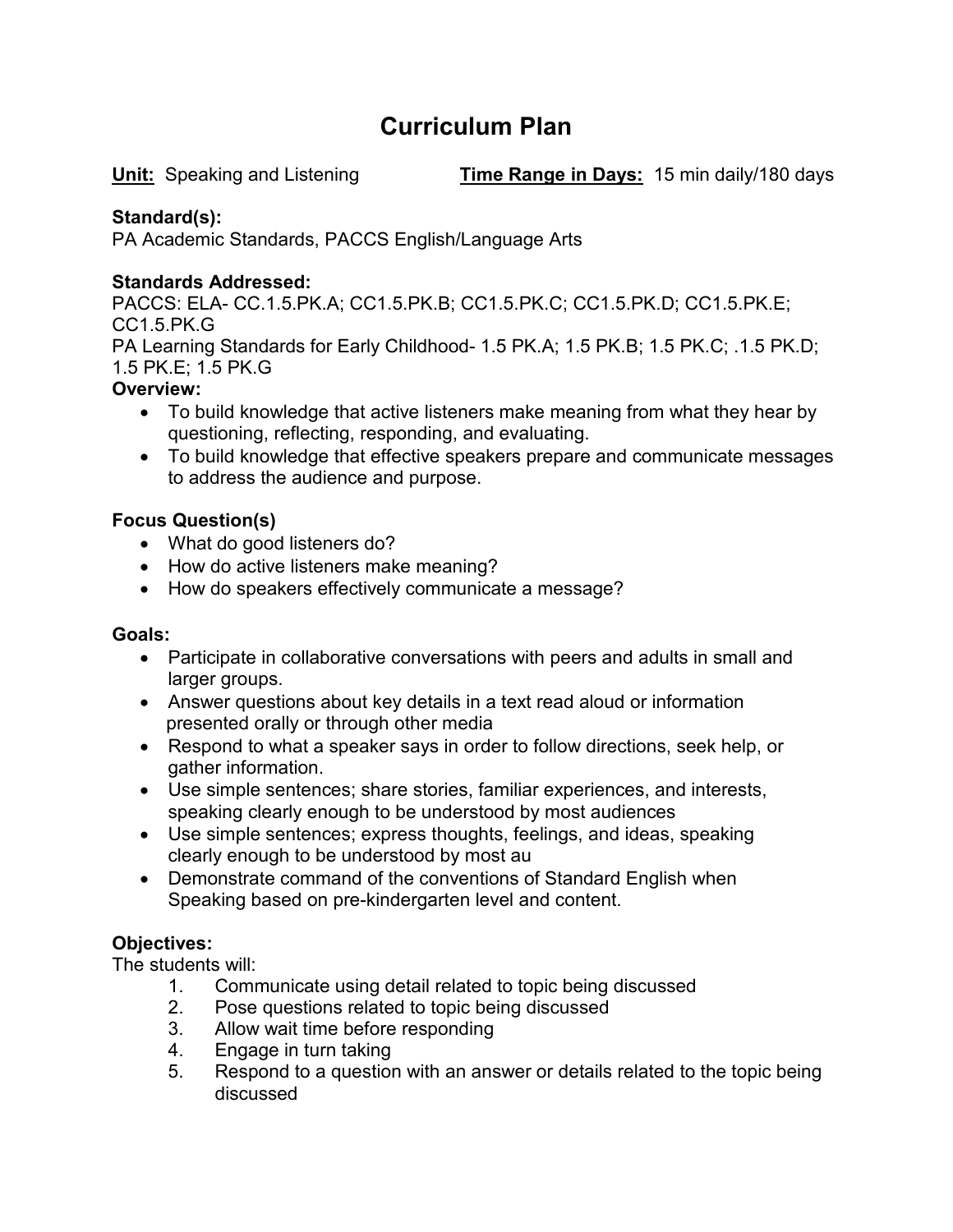# Curriculum Plan

**Unit:** Speaking and Listening **Time Range in Days:** 15 min daily/180 days

**Standard(s):**
PA Academic Standards, PACCS English/Language Arts

**Standards Addressed:**
PACCS: ELA- CC.1.5.PK.A; CC1.5.PK.B; CC1.5.PK.C; CC1.5.PK.D; CC1.5.PK.E; CC1.5.PK.G
PA Learning Standards for Early Childhood- 1.5 PK.A; 1.5 PK.B; 1.5 PK.C; .1.5 PK.D; 1.5 PK.E; 1.5 PK.G

**Overview:**

- To build knowledge that active listeners make meaning from what they hear by questioning, reflecting, responding, and evaluating.
- To build knowledge that effective speakers prepare and communicate messages to address the audience and purpose.

**Focus Question(s)**

- What do good listeners do?
- How do active listeners make meaning?
- How do speakers effectively communicate a message?

**Goals:**

- Participate in collaborative conversations with peers and adults in small and larger groups.
- Answer questions about key details in a text read aloud or information presented orally or through other media
- Respond to what a speaker says in order to follow directions, seek help, or gather information.
- Use simple sentences; share stories, familiar experiences, and interests, speaking clearly enough to be understood by most audiences
- Use simple sentences; express thoughts, feelings, and ideas, speaking clearly enough to be understood by most au
- Demonstrate command of the conventions of Standard English when Speaking based on pre-kindergarten level and content.

**Objectives:**
The students will:

1. Communicate using detail related to topic being discussed
2. Pose questions related to topic being discussed
3. Allow wait time before responding
4. Engage in turn taking
5. Respond to a question with an answer or details related to the topic being discussed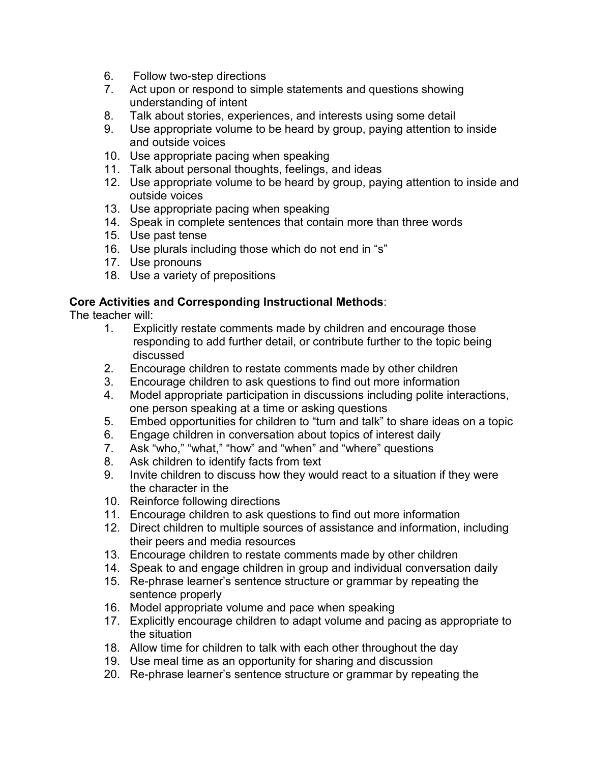6. Follow two-step directions
7. Act upon or respond to simple statements and questions showing understanding of intent
8. Talk about stories, experiences, and interests using some detail
9. Use appropriate volume to be heard by group, paying attention to inside and outside voices
10. Use appropriate pacing when speaking
11. Talk about personal thoughts, feelings, and ideas
12. Use appropriate volume to be heard by group, paying attention to inside and outside voices
13. Use appropriate pacing when speaking
14. Speak in complete sentences that contain more than three words
15. Use past tense
16. Use plurals including those which do not end in "s"
17. Use pronouns
18. Use a variety of prepositions

**Core Activities and Corresponding Instructional Methods**:

The teacher will:

1. Explicitly restate comments made by children and encourage those responding to add further detail, or contribute further to the topic being discussed
2. Encourage children to restate comments made by other children
3. Encourage children to ask questions to find out more information
4. Model appropriate participation in discussions including polite interactions, one person speaking at a time or asking questions
5. Embed opportunities for children to "turn and talk" to share ideas on a topic
6. Engage children in conversation about topics of interest daily
7. Ask "who," "what," "how" and "when" and "where" questions
8. Ask children to identify facts from text
9. Invite children to discuss how they would react to a situation if they were the character in the
10. Reinforce following directions
11. Encourage children to ask questions to find out more information
12. Direct children to multiple sources of assistance and information, including their peers and media resources
13. Encourage children to restate comments made by other children
14. Speak to and engage children in group and individual conversation daily
15. Re-phrase learner's sentence structure or grammar by repeating the sentence properly
16. Model appropriate volume and pace when speaking
17. Explicitly encourage children to adapt volume and pacing as appropriate to the situation
18. Allow time for children to talk with each other throughout the day
19. Use meal time as an opportunity for sharing and discussion
20. Re-phrase learner's sentence structure or grammar by repeating the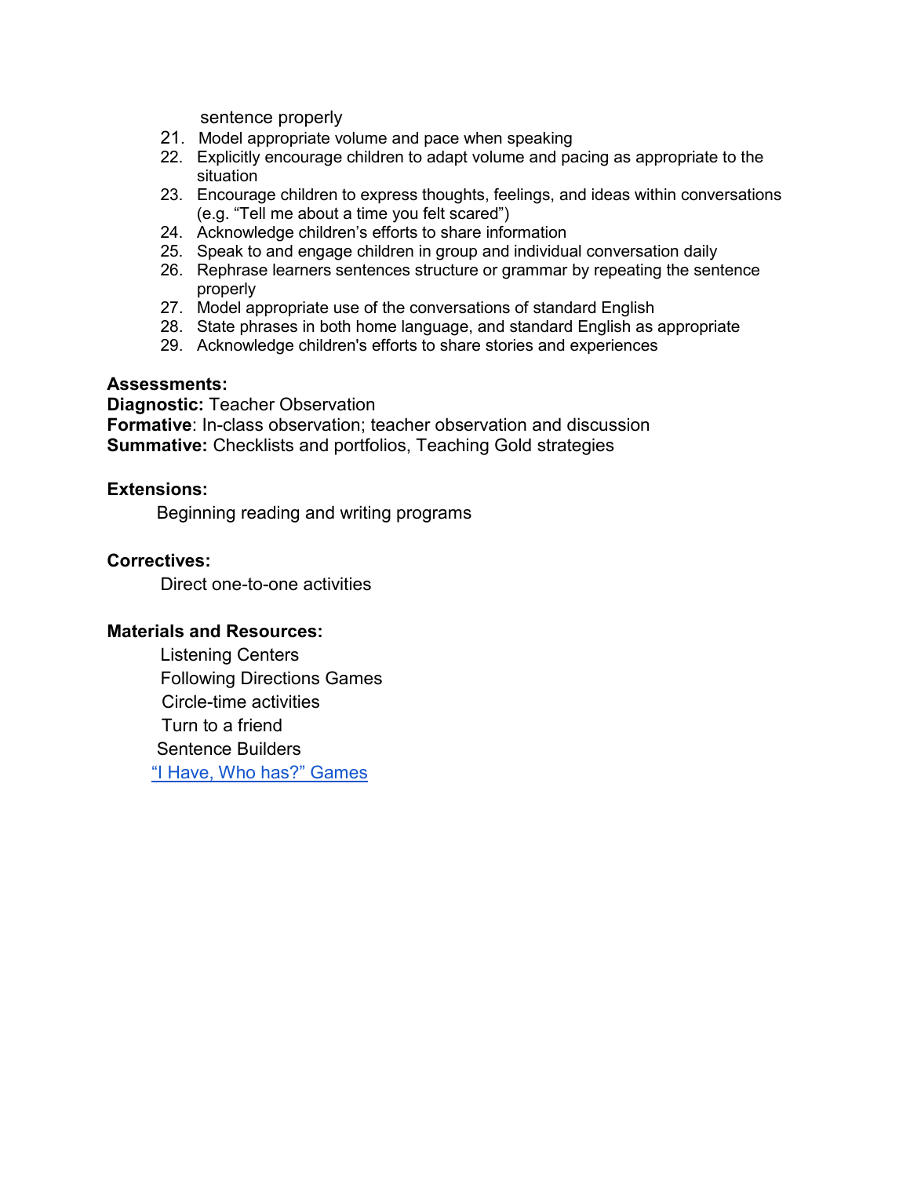sentence properly

21. Model appropriate volume and pace when speaking
22. Explicitly encourage children to adapt volume and pacing as appropriate to the situation
23. Encourage children to express thoughts, feelings, and ideas within conversations (e.g. "Tell me about a time you felt scared")
24. Acknowledge children's efforts to share information
25. Speak to and engage children in group and individual conversation daily
26. Rephrase learners sentences structure or grammar by repeating the sentence properly
27. Model appropriate use of the conversations of standard English
28. State phrases in both home language, and standard English as appropriate
29. Acknowledge children's efforts to share stories and experiences

**Assessments:**
**Diagnostic:** Teacher Observation
**Formative**: In-class observation; teacher observation and discussion
**Summative:** Checklists and portfolios, Teaching Gold strategies

**Extensions:**

Beginning reading and writing programs

**Correctives:**

Direct one-to-one activities

**Materials and Resources:**

Listening Centers
Following Directions Games
Circle-time activities
Turn to a friend
Sentence Builders
"I Have, Who has?" Games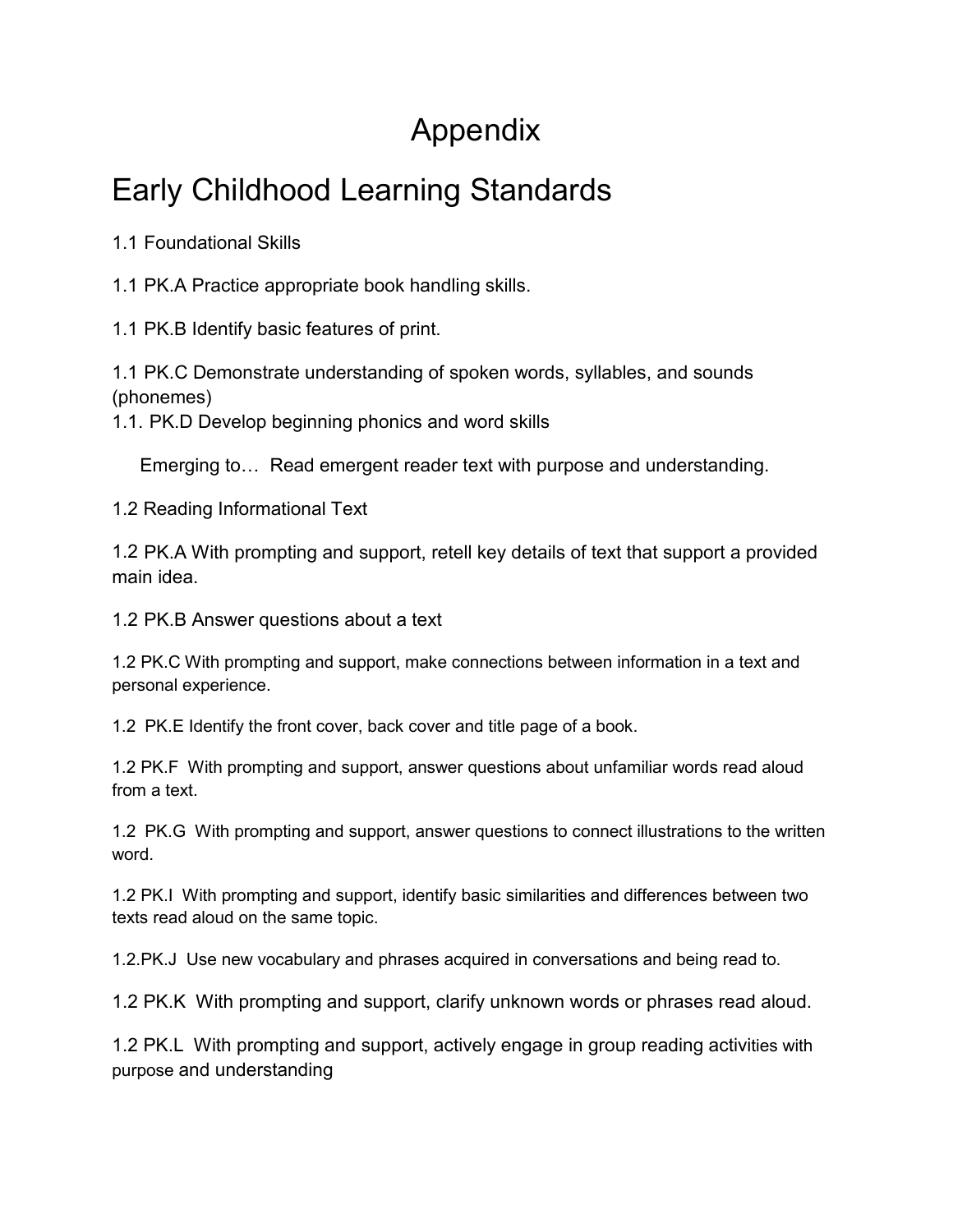# Appendix

## Early Childhood Learning Standards

1.1 Foundational Skills

1.1 PK.A Practice appropriate book handling skills.

1.1 PK.B Identify basic features of print.

1.1 PK.C Demonstrate understanding of spoken words, syllables, and sounds (phonemes)
1.1. PK.D Develop beginning phonics and word skills

Emerging to… Read emergent reader text with purpose and understanding.

1.2 Reading Informational Text

1.2 PK.A With prompting and support, retell key details of text that support a provided main idea.

1.2 PK.B Answer questions about a text

1.2 PK.C With prompting and support, make connections between information in a text and personal experience.

1.2 PK.E Identify the front cover, back cover and title page of a book.

1.2 PK.F With prompting and support, answer questions about unfamiliar words read aloud from a text.

1.2 PK.G With prompting and support, answer questions to connect illustrations to the written word.

1.2 PK.I With prompting and support, identify basic similarities and differences between two texts read aloud on the same topic.

1.2.PK.J Use new vocabulary and phrases acquired in conversations and being read to.

1.2 PK.K With prompting and support, clarify unknown words or phrases read aloud.

1.2 PK.L With prompting and support, actively engage in group reading activities with purpose and understanding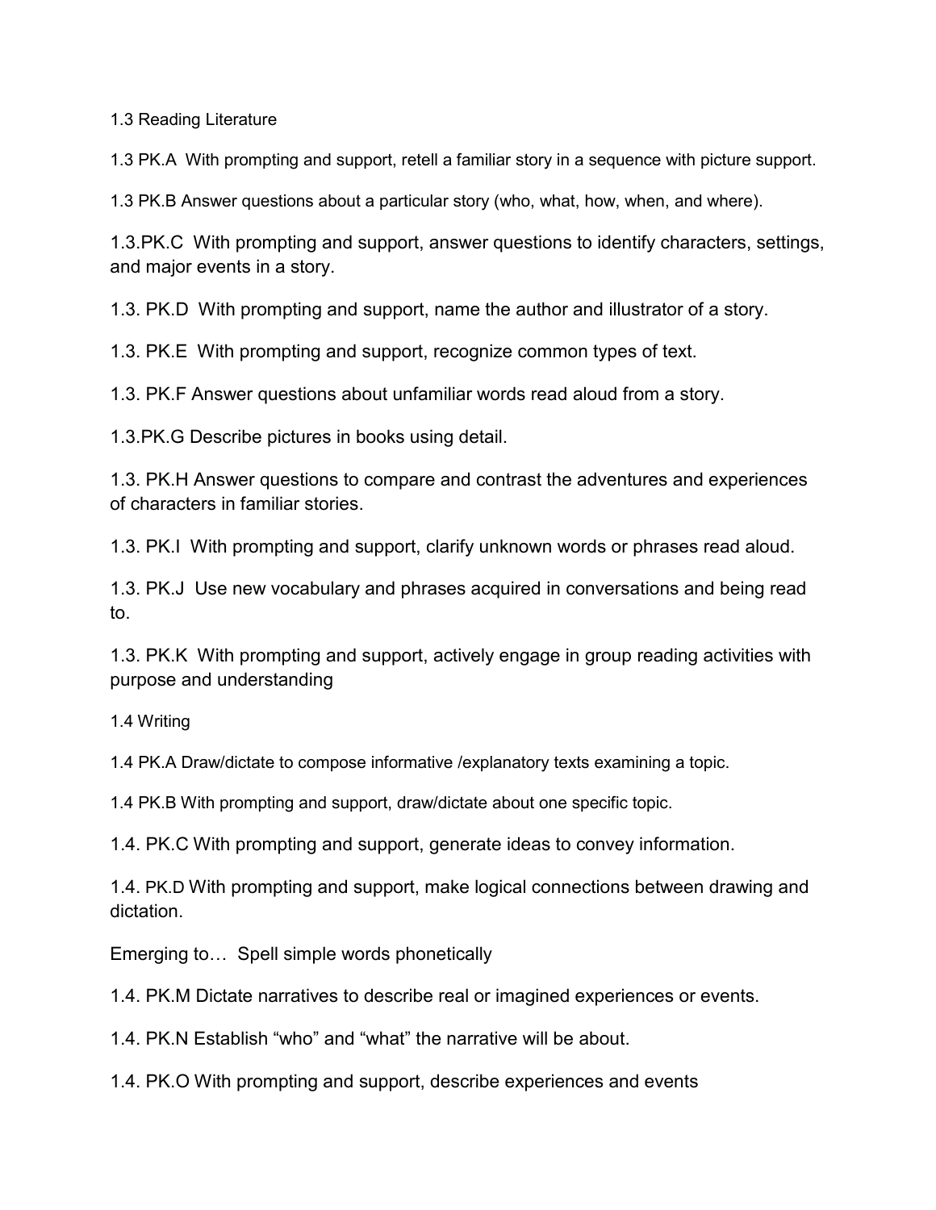1.3 Reading Literature

1.3 PK.A With prompting and support, retell a familiar story in a sequence with picture support.

1.3 PK.B Answer questions about a particular story (who, what, how, when, and where).

1.3.PK.C With prompting and support, answer questions to identify characters, settings, and major events in a story.

1.3. PK.D With prompting and support, name the author and illustrator of a story.

1.3. PK.E With prompting and support, recognize common types of text.

1.3. PK.F Answer questions about unfamiliar words read aloud from a story.

1.3.PK.G Describe pictures in books using detail.

1.3. PK.H Answer questions to compare and contrast the adventures and experiences of characters in familiar stories.

1.3. PK.I With prompting and support, clarify unknown words or phrases read aloud.

1.3. PK.J Use new vocabulary and phrases acquired in conversations and being read to.

1.3. PK.K With prompting and support, actively engage in group reading activities with purpose and understanding

1.4 Writing

1.4 PK.A Draw/dictate to compose informative /explanatory texts examining a topic.

1.4 PK.B With prompting and support, draw/dictate about one specific topic.

1.4. PK.C With prompting and support, generate ideas to convey information.

1.4. PK.D With prompting and support, make logical connections between drawing and dictation.

Emerging to… Spell simple words phonetically

1.4. PK.M Dictate narratives to describe real or imagined experiences or events.

1.4. PK.N Establish "who" and "what" the narrative will be about.

1.4. PK.O With prompting and support, describe experiences and events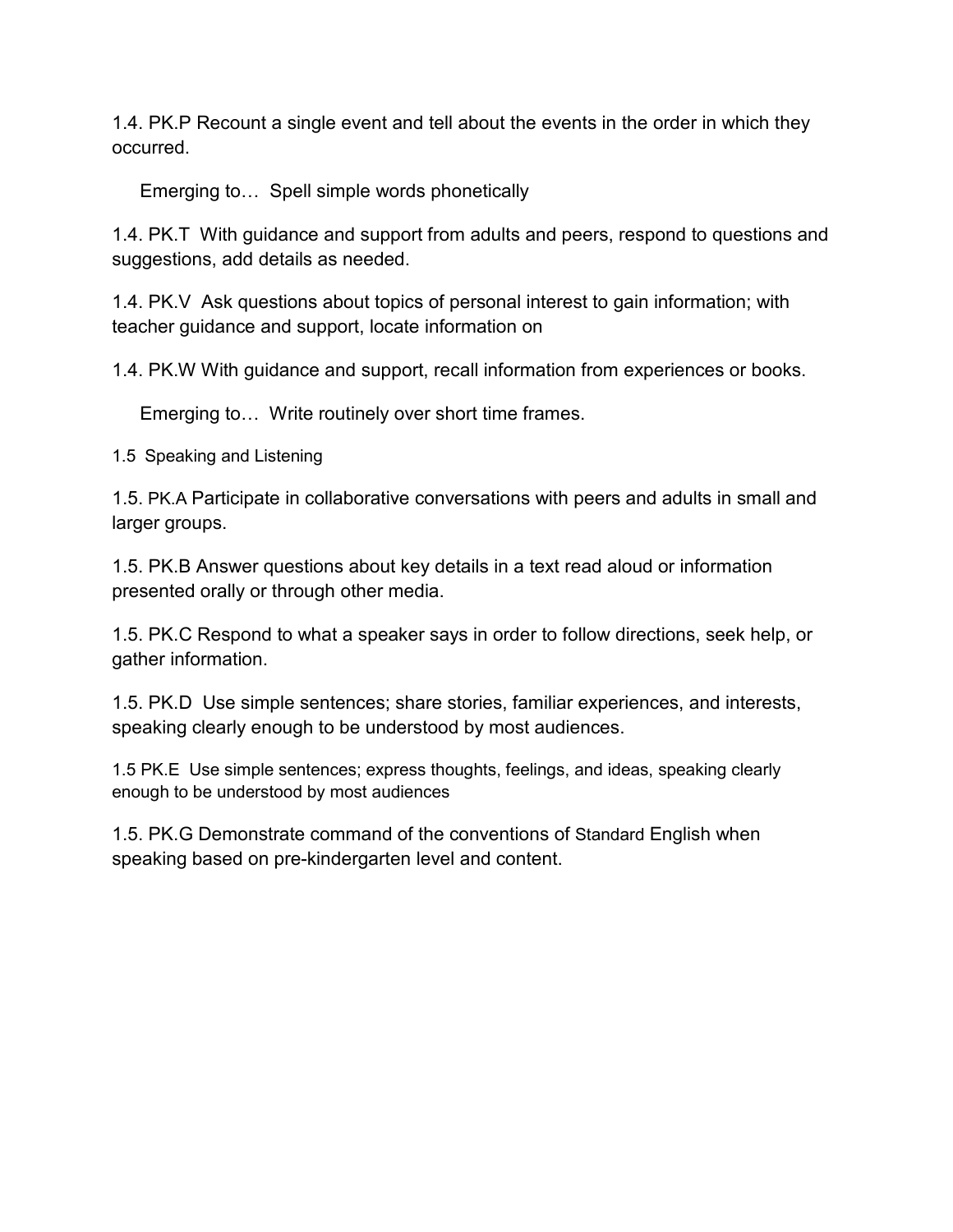1.4. PK.P Recount a single event and tell about the events in the order in which they occurred.

Emerging to… Spell simple words phonetically

1.4. PK.T With guidance and support from adults and peers, respond to questions and suggestions, add details as needed.

1.4. PK.V Ask questions about topics of personal interest to gain information; with teacher guidance and support, locate information on

1.4. PK.W With guidance and support, recall information from experiences or books.

Emerging to… Write routinely over short time frames.

1.5 Speaking and Listening

1.5. PK.A Participate in collaborative conversations with peers and adults in small and larger groups.

1.5. PK.B Answer questions about key details in a text read aloud or information presented orally or through other media.

1.5. PK.C Respond to what a speaker says in order to follow directions, seek help, or gather information.

1.5. PK.D Use simple sentences; share stories, familiar experiences, and interests, speaking clearly enough to be understood by most audiences.

1.5 PK.E Use simple sentences; express thoughts, feelings, and ideas, speaking clearly enough to be understood by most audiences

1.5. PK.G Demonstrate command of the conventions of Standard English when speaking based on pre-kindergarten level and content.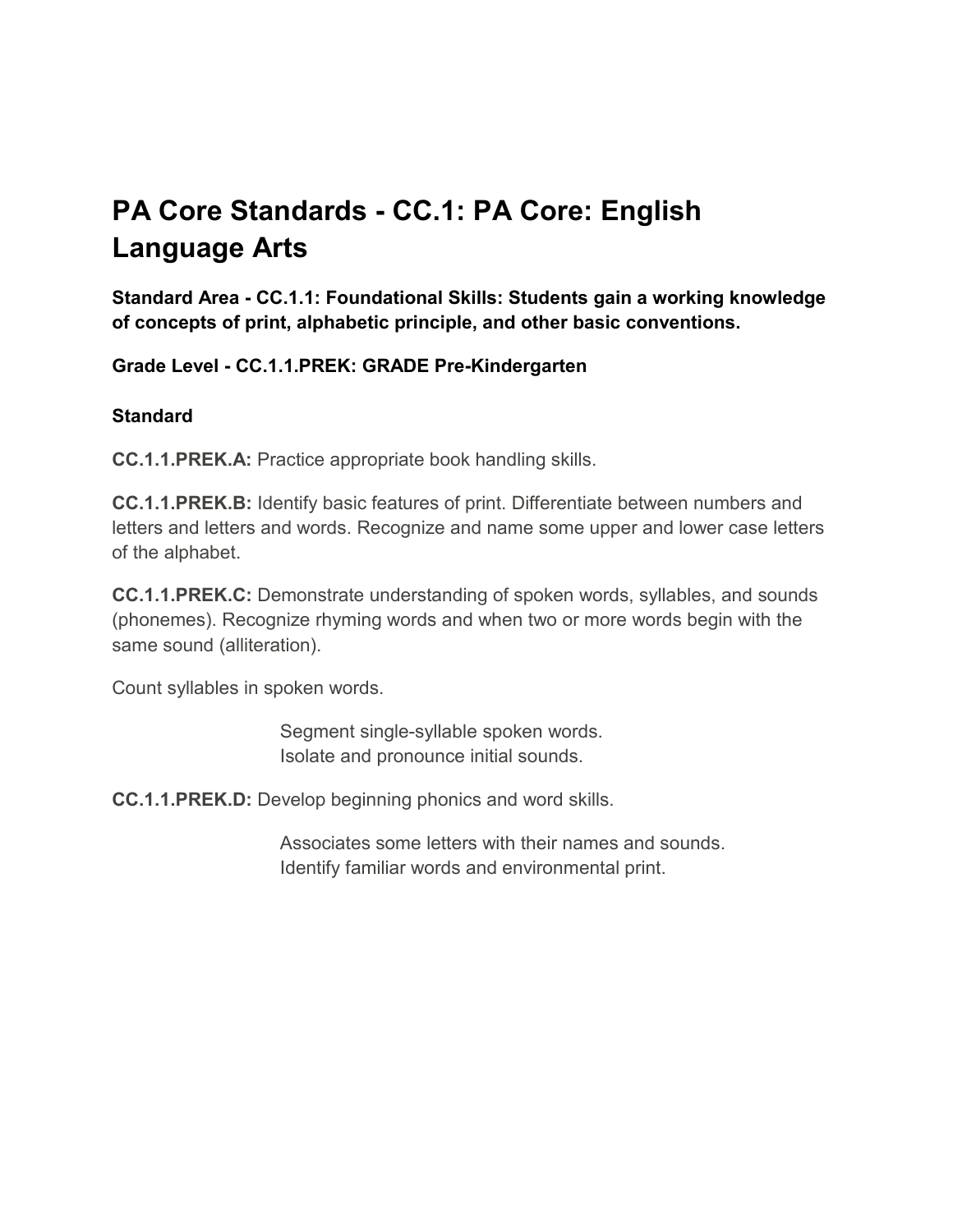# PA Core Standards - CC.1: PA Core: English Language Arts

**Standard Area - CC.1.1: Foundational Skills: Students gain a working knowledge of concepts of print, alphabetic principle, and other basic conventions.**

**Grade Level - CC.1.1.PREK: GRADE Pre-Kindergarten**

**Standard**

**CC.1.1.PREK.A:** Practice appropriate book handling skills.

**CC.1.1.PREK.B:** Identify basic features of print. Differentiate between numbers and letters and letters and words. Recognize and name some upper and lower case letters of the alphabet.

**CC.1.1.PREK.C:** Demonstrate understanding of spoken words, syllables, and sounds (phonemes). Recognize rhyming words and when two or more words begin with the same sound (alliteration).

Count syllables in spoken words.

Segment single-syllable spoken words.
Isolate and pronounce initial sounds.

**CC.1.1.PREK.D:** Develop beginning phonics and word skills.

Associates some letters with their names and sounds.
Identify familiar words and environmental print.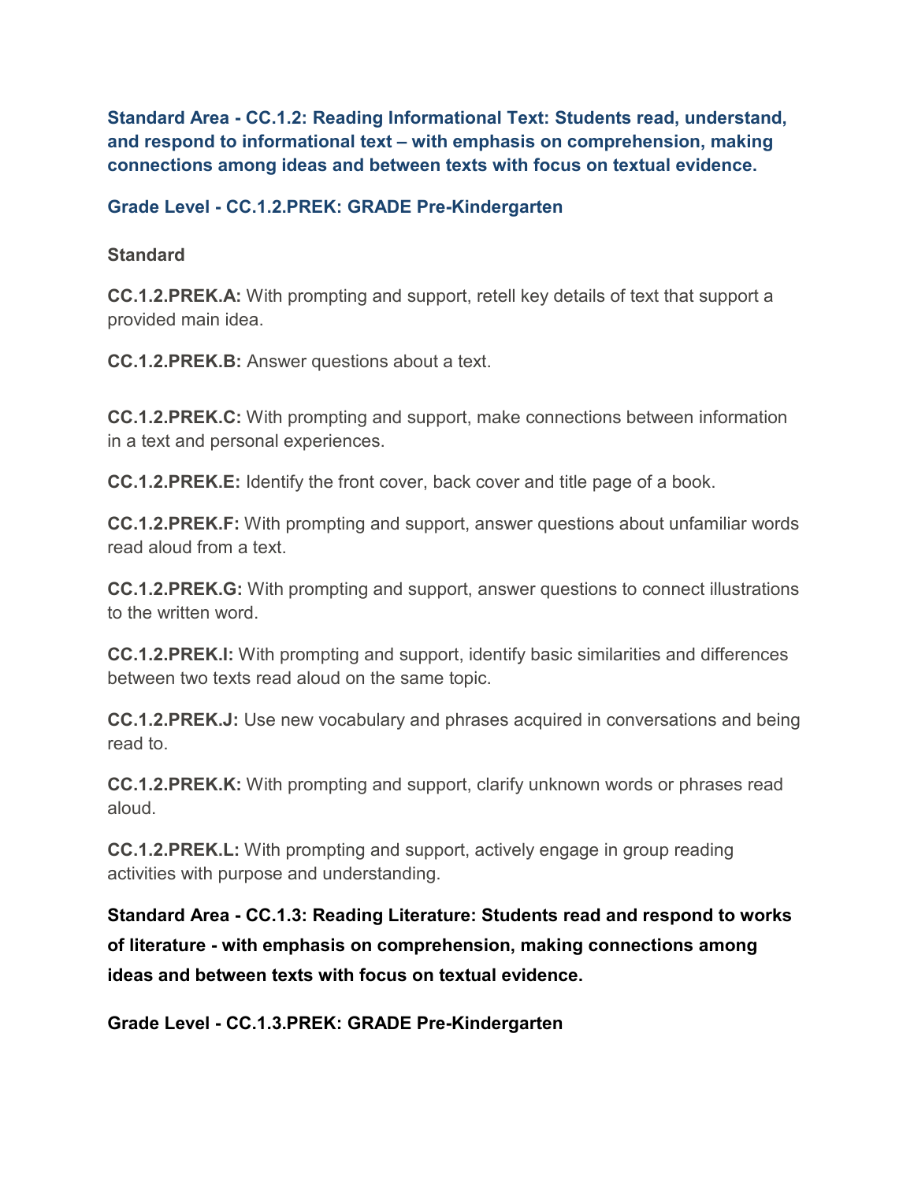**Standard Area - CC.1.2: Reading Informational Text: Students read, understand, and respond to informational text – with emphasis on comprehension, making connections among ideas and between texts with focus on textual evidence.**

**Grade Level - CC.1.2.PREK: GRADE Pre-Kindergarten**

**Standard**

**CC.1.2.PREK.A:** With prompting and support, retell key details of text that support a provided main idea.

**CC.1.2.PREK.B:** Answer questions about a text.

**CC.1.2.PREK.C:** With prompting and support, make connections between information in a text and personal experiences.

**CC.1.2.PREK.E:** Identify the front cover, back cover and title page of a book.

**CC.1.2.PREK.F:** With prompting and support, answer questions about unfamiliar words read aloud from a text.

**CC.1.2.PREK.G:** With prompting and support, answer questions to connect illustrations to the written word.

**CC.1.2.PREK.I:** With prompting and support, identify basic similarities and differences between two texts read aloud on the same topic.

**CC.1.2.PREK.J:** Use new vocabulary and phrases acquired in conversations and being read to.

**CC.1.2.PREK.K:** With prompting and support, clarify unknown words or phrases read aloud.

**CC.1.2.PREK.L:** With prompting and support, actively engage in group reading activities with purpose and understanding.

**Standard Area - CC.1.3: Reading Literature: Students read and respond to works of literature - with emphasis on comprehension, making connections among ideas and between texts with focus on textual evidence.**

**Grade Level - CC.1.3.PREK: GRADE Pre-Kindergarten**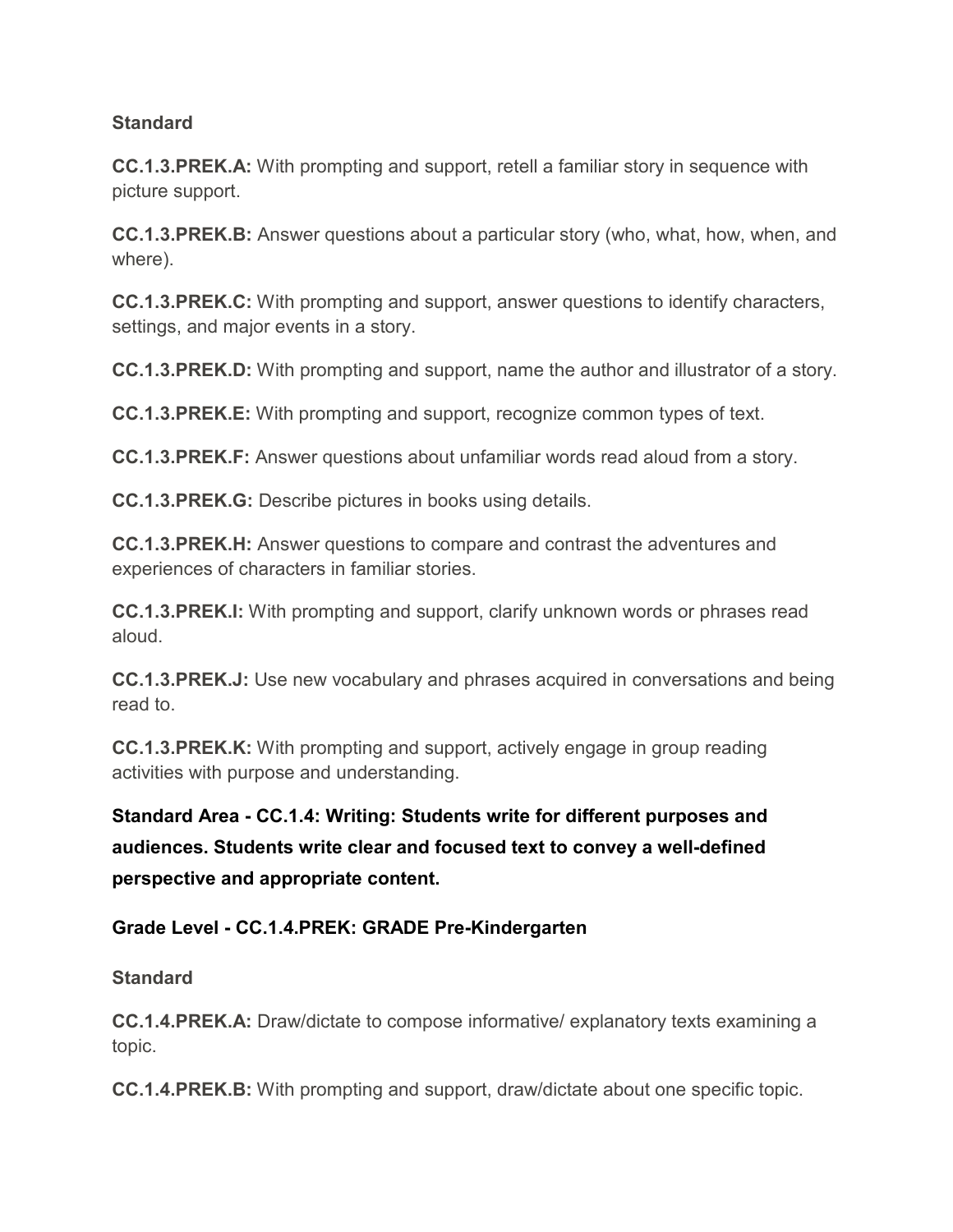**Standard**

**CC.1.3.PREK.A:** With prompting and support, retell a familiar story in sequence with picture support.

**CC.1.3.PREK.B:** Answer questions about a particular story (who, what, how, when, and where).

**CC.1.3.PREK.C:** With prompting and support, answer questions to identify characters, settings, and major events in a story.

**CC.1.3.PREK.D:** With prompting and support, name the author and illustrator of a story.

**CC.1.3.PREK.E:** With prompting and support, recognize common types of text.

**CC.1.3.PREK.F:** Answer questions about unfamiliar words read aloud from a story.

**CC.1.3.PREK.G:** Describe pictures in books using details.

**CC.1.3.PREK.H:** Answer questions to compare and contrast the adventures and experiences of characters in familiar stories.

**CC.1.3.PREK.I:** With prompting and support, clarify unknown words or phrases read aloud.

**CC.1.3.PREK.J:** Use new vocabulary and phrases acquired in conversations and being read to.

**CC.1.3.PREK.K:** With prompting and support, actively engage in group reading activities with purpose and understanding.

### Standard Area - CC.1.4: Writing: Students write for different purposes and audiences. Students write clear and focused text to convey a well-defined perspective and appropriate content.

#### Grade Level - CC.1.4.PREK: GRADE Pre-Kindergarten

**Standard**

**CC.1.4.PREK.A:** Draw/dictate to compose informative/ explanatory texts examining a topic.

**CC.1.4.PREK.B:** With prompting and support, draw/dictate about one specific topic.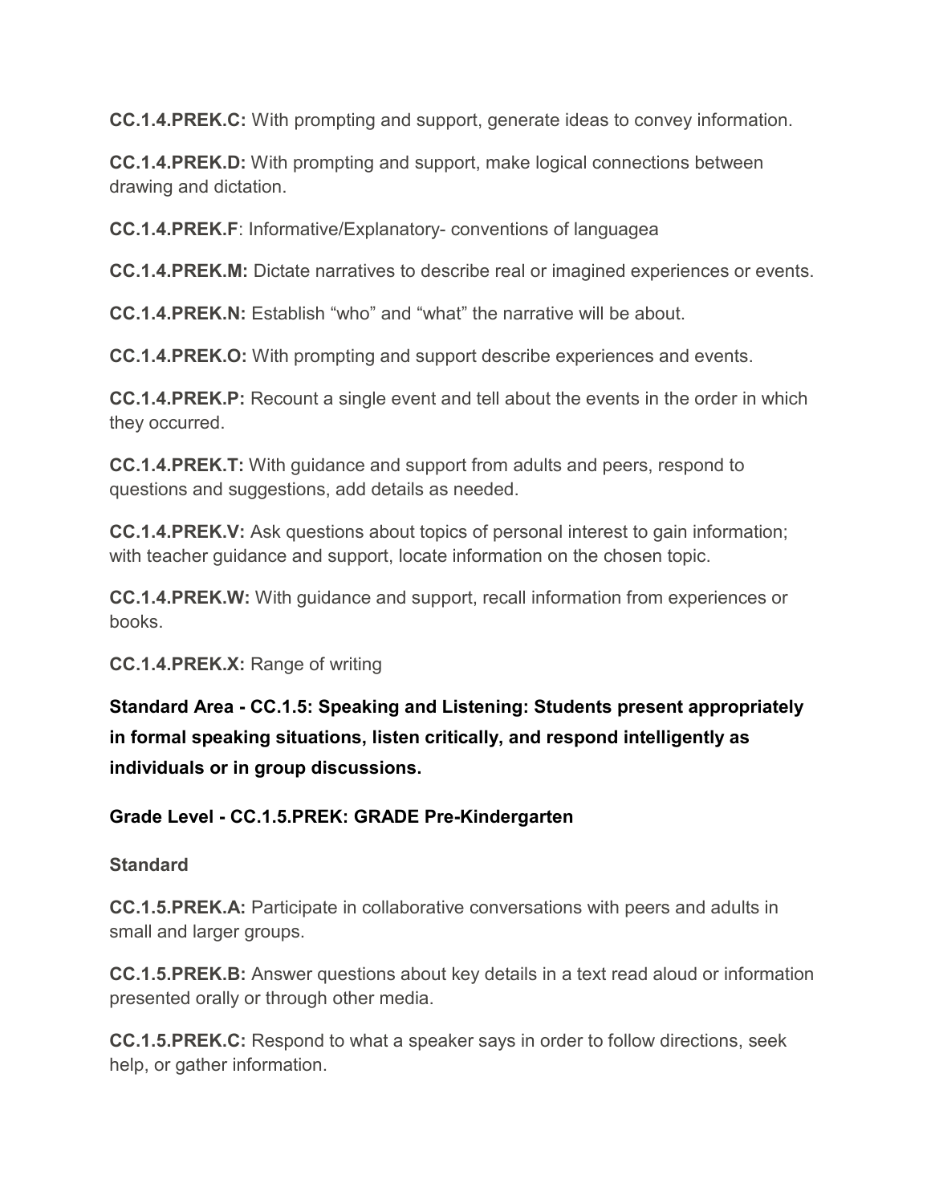**CC.1.4.PREK.C:** With prompting and support, generate ideas to convey information.

**CC.1.4.PREK.D:** With prompting and support, make logical connections between drawing and dictation.

**CC.1.4.PREK.F**: Informative/Explanatory- conventions of languagea

**CC.1.4.PREK.M:** Dictate narratives to describe real or imagined experiences or events.

**CC.1.4.PREK.N:** Establish “who” and “what” the narrative will be about.

**CC.1.4.PREK.O:** With prompting and support describe experiences and events.

**CC.1.4.PREK.P:** Recount a single event and tell about the events in the order in which they occurred.

**CC.1.4.PREK.T:** With guidance and support from adults and peers, respond to questions and suggestions, add details as needed.

**CC.1.4.PREK.V:** Ask questions about topics of personal interest to gain information; with teacher guidance and support, locate information on the chosen topic.

**CC.1.4.PREK.W:** With guidance and support, recall information from experiences or books.

**CC.1.4.PREK.X:** Range of writing

### Standard Area - CC.1.5: Speaking and Listening: Students present appropriately in formal speaking situations, listen critically, and respond intelligently as individuals or in group discussions.

#### Grade Level - CC.1.5.PREK: GRADE Pre-Kindergarten

**Standard**

**CC.1.5.PREK.A:** Participate in collaborative conversations with peers and adults in small and larger groups.

**CC.1.5.PREK.B:** Answer questions about key details in a text read aloud or information presented orally or through other media.

**CC.1.5.PREK.C:** Respond to what a speaker says in order to follow directions, seek help, or gather information.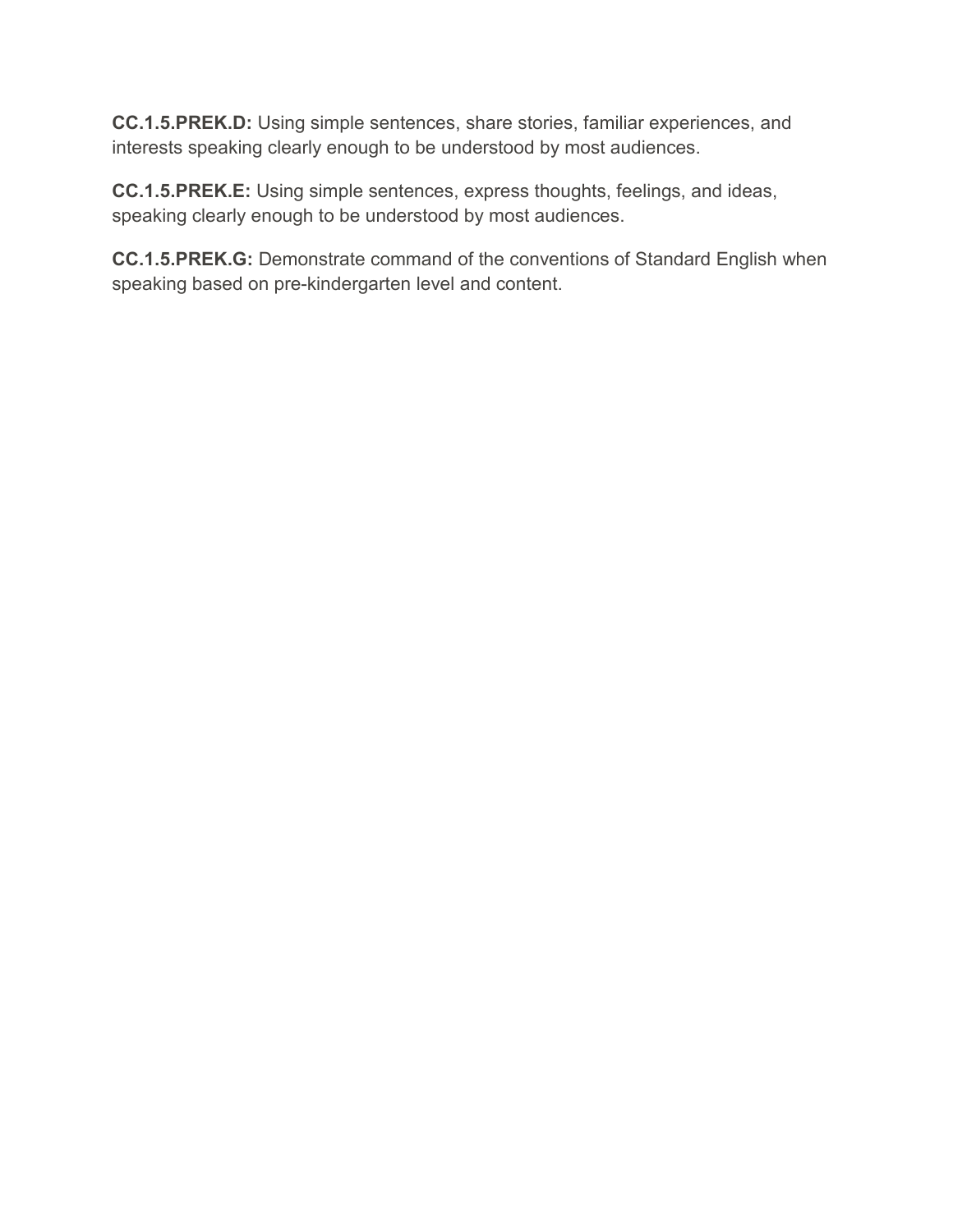**CC.1.5.PREK.D:** Using simple sentences, share stories, familiar experiences, and interests speaking clearly enough to be understood by most audiences.

**CC.1.5.PREK.E:** Using simple sentences, express thoughts, feelings, and ideas, speaking clearly enough to be understood by most audiences.

**CC.1.5.PREK.G:** Demonstrate command of the conventions of Standard English when speaking based on pre-kindergarten level and content.